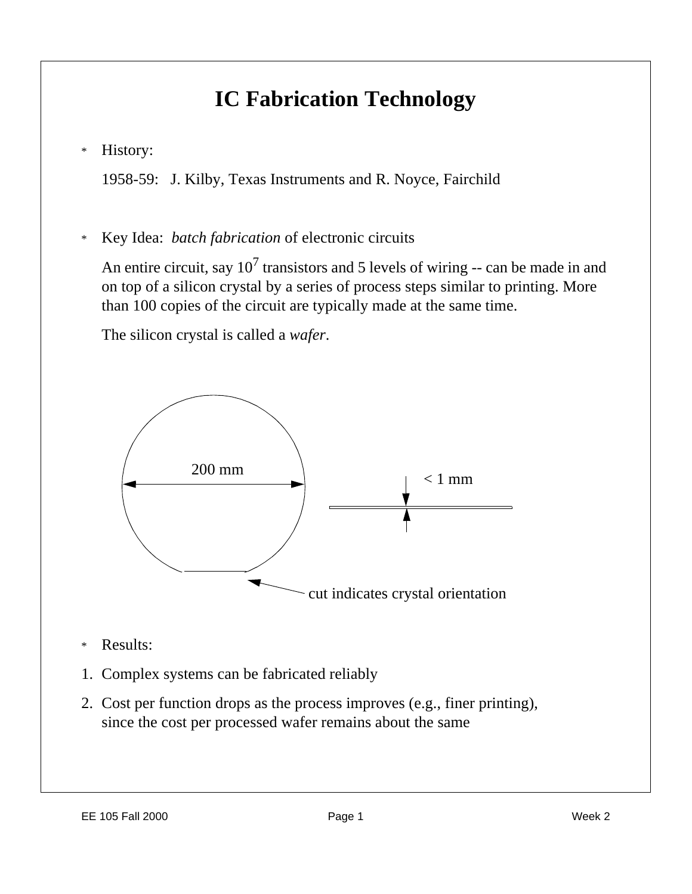# IC Fabrication Technology

* History:

  1958-59: J. Kilby, Texas Instruments and R. Noyce, Fairchild

* Key Idea: *batch fabrication* of electronic circuits

  An entire circuit, say $10^7$ transistors and 5 levels of wiring -- can be made in and on top of a silicon crystal by a series of process steps similar to printing. More than 100 copies of the circuit are typically made at the same time.

  The silicon crystal is called a *wafer*.

200 mm

< 1 mm

cut indicates crystal orientation

* Results:

1. Complex systems can be fabricated reliably
2. Cost per function drops as the process improves (e.g., finer printing), since the cost per processed wafer remains about the same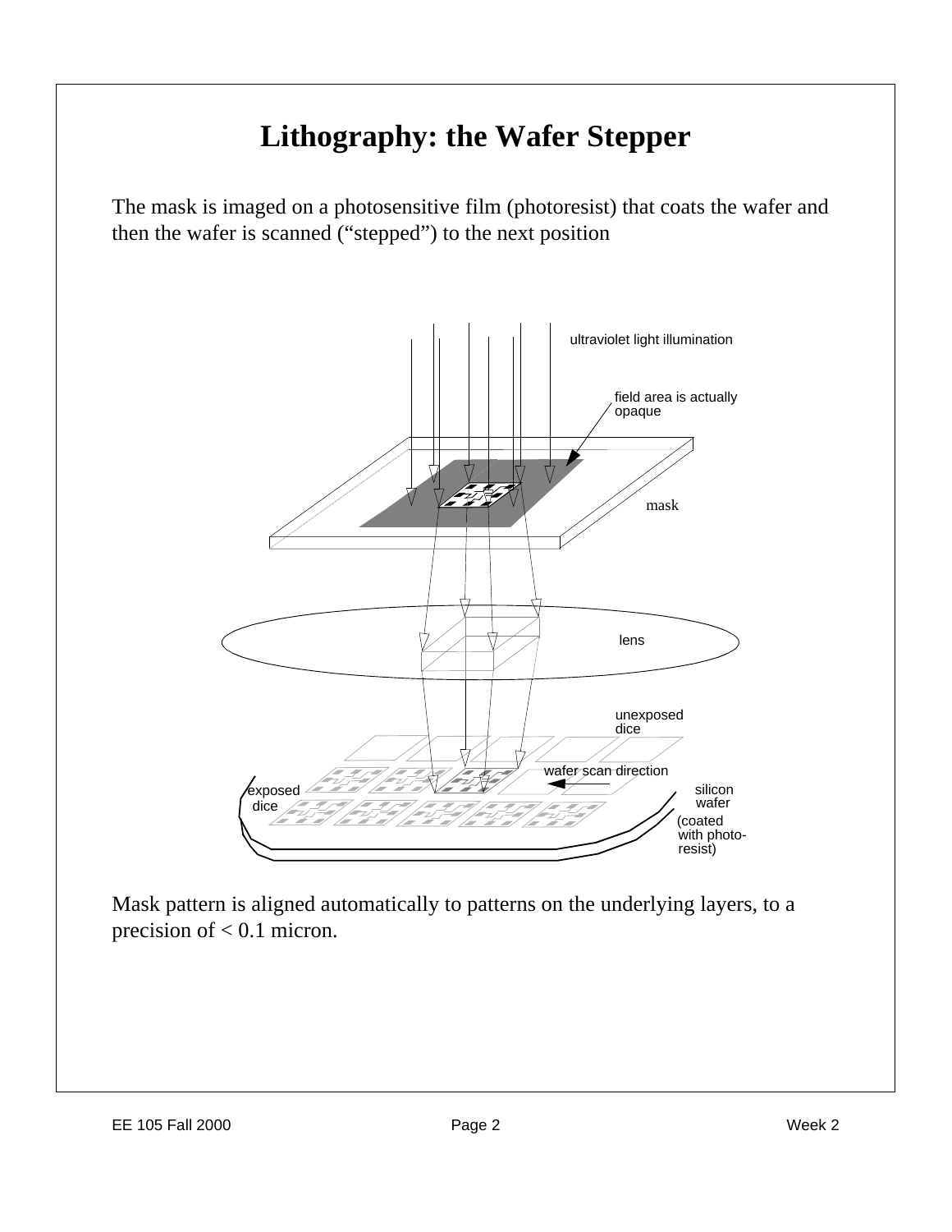# Lithography: the Wafer Stepper

The mask is imaged on a photosensitive film (photoresist) that coats the wafer and then the wafer is scanned ("stepped") to the next position

ultraviolet light illumination

field area is actually opaque

mask

lens

unexposed dice

wafer scan direction

exposed dice

silicon wafer (coated with photo-resist)

Mask pattern is aligned automatically to patterns on the underlying layers, to a precision of < 0.1 micron.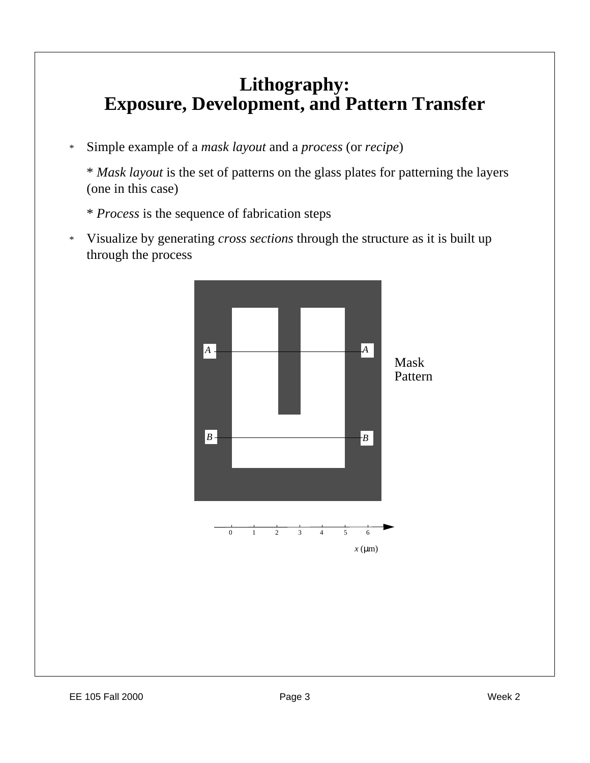# Lithography:
# Exposure, Development, and Pattern Transfer

* Simple example of a *mask layout* and a *process* (or *recipe*)

  * *Mask layout* is the set of patterns on the glass plates for patterning the layers (one in this case)

  * *Process* is the sequence of fabrication steps

* Visualize by generating *cross sections* through the structure as it is built up through the process

A A

B B

Mask Pattern

0 1 2 3 4 5 6

*x* (μm)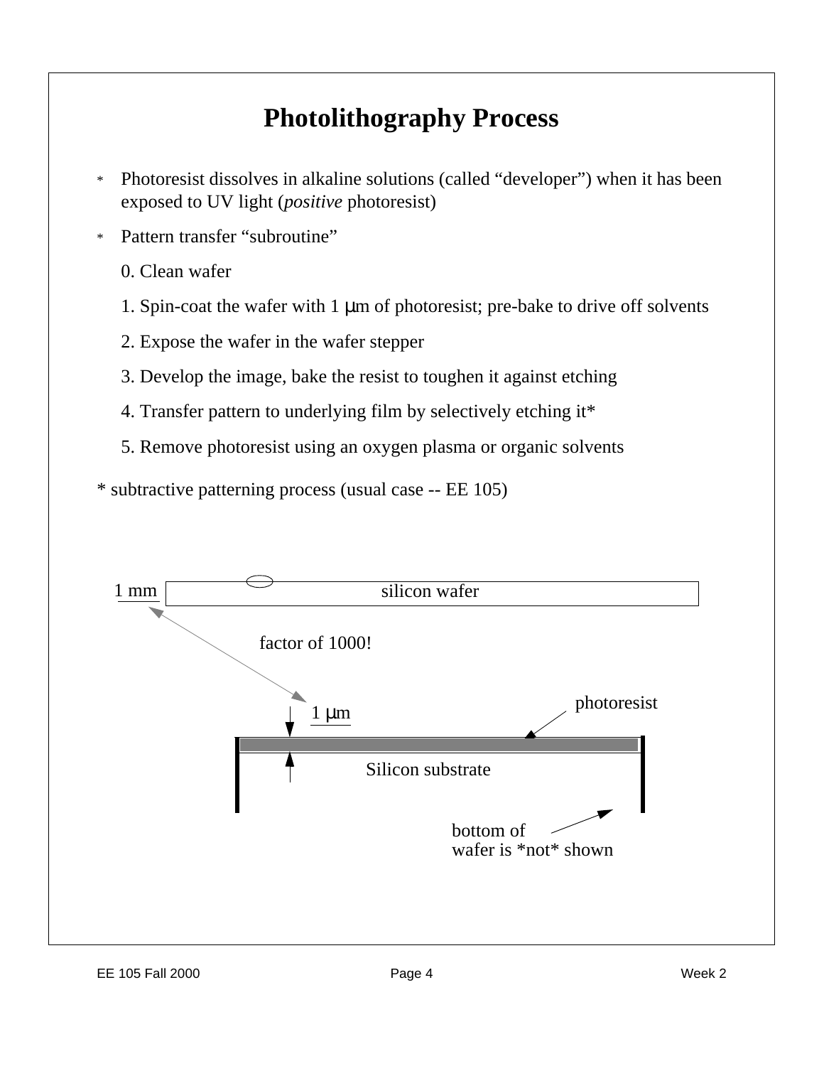# Photolithography Process

- Photoresist dissolves in alkaline solutions (called "developer") when it has been exposed to UV light (*positive* photoresist)
- Pattern transfer "subroutine"

  0. Clean wafer
  1. Spin-coat the wafer with 1 μm of photoresist; pre-bake to drive off solvents
  2. Expose the wafer in the wafer stepper
  3. Develop the image, bake the resist to toughen it against etching
  4. Transfer pattern to underlying film by selectively etching it*
  5. Remove photoresist using an oxygen plasma or organic solvents

* subtractive patterning process (usual case -- EE 105)

1 mm

silicon wafer

factor of 1000!

1 μm

photoresist

Silicon substrate

bottom of wafer is *not* shown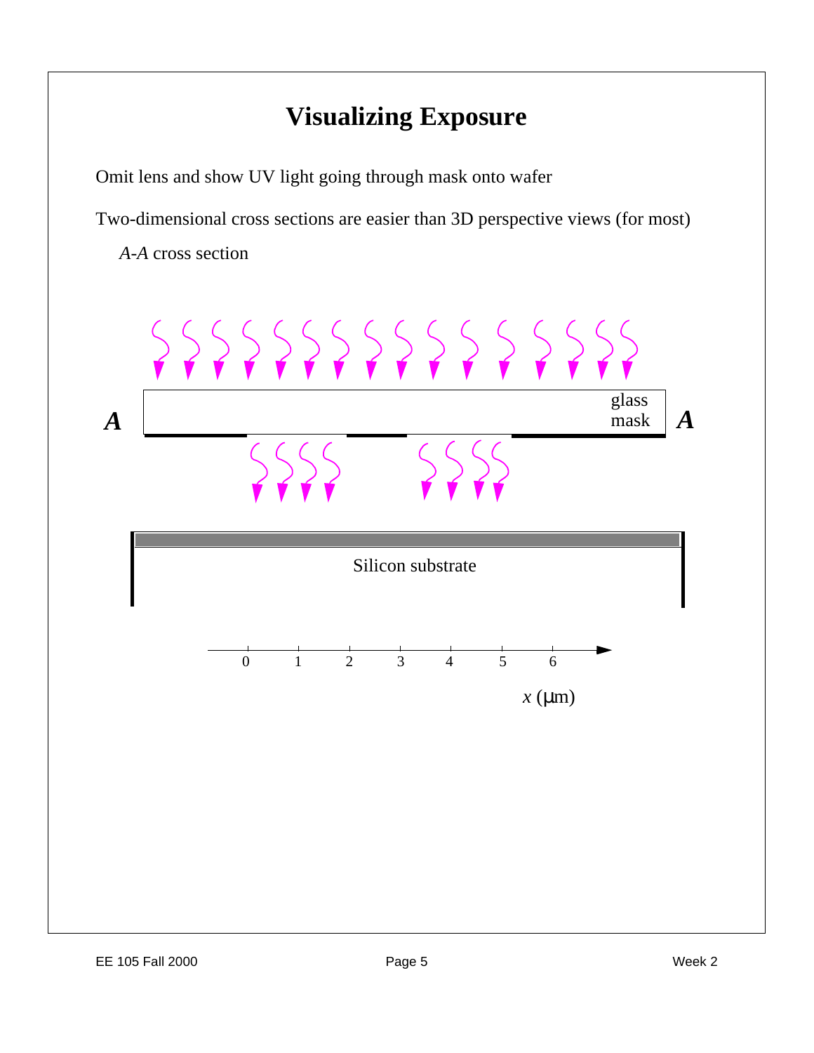# Visualizing Exposure

Omit lens and show UV light going through mask onto wafer

Two-dimensional cross sections are easier than 3D perspective views (for most)

*A-A* cross section

***A*** glass mask ***A***

Silicon substrate

0 1 2 3 4 5 6

$x$ (µm)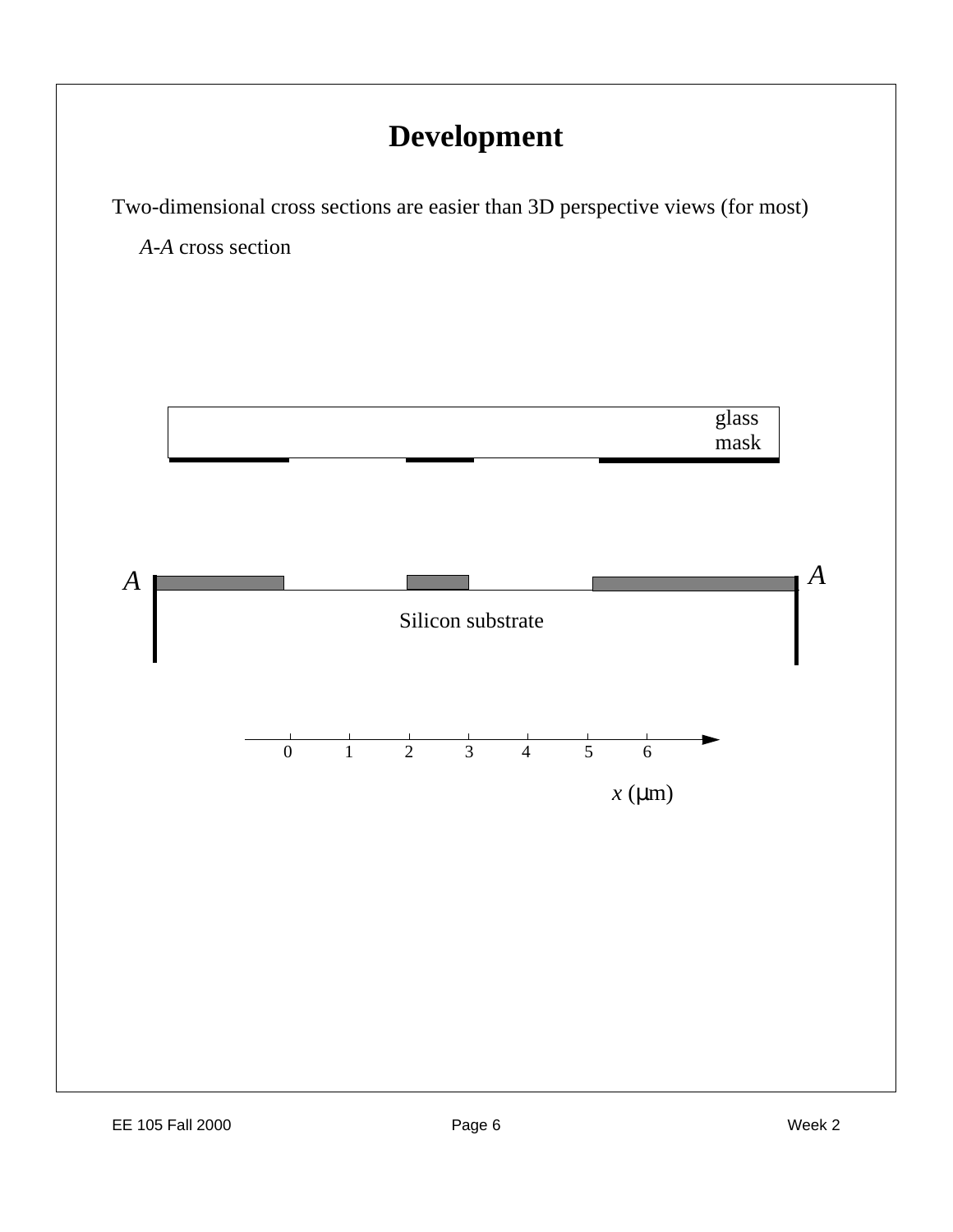# Development

Two-dimensional cross sections are easier than 3D perspective views (for most)

*A*-*A* cross section

glass mask

*A* *A*

Silicon substrate

0 1 2 3 4 5 6

*x* (μm)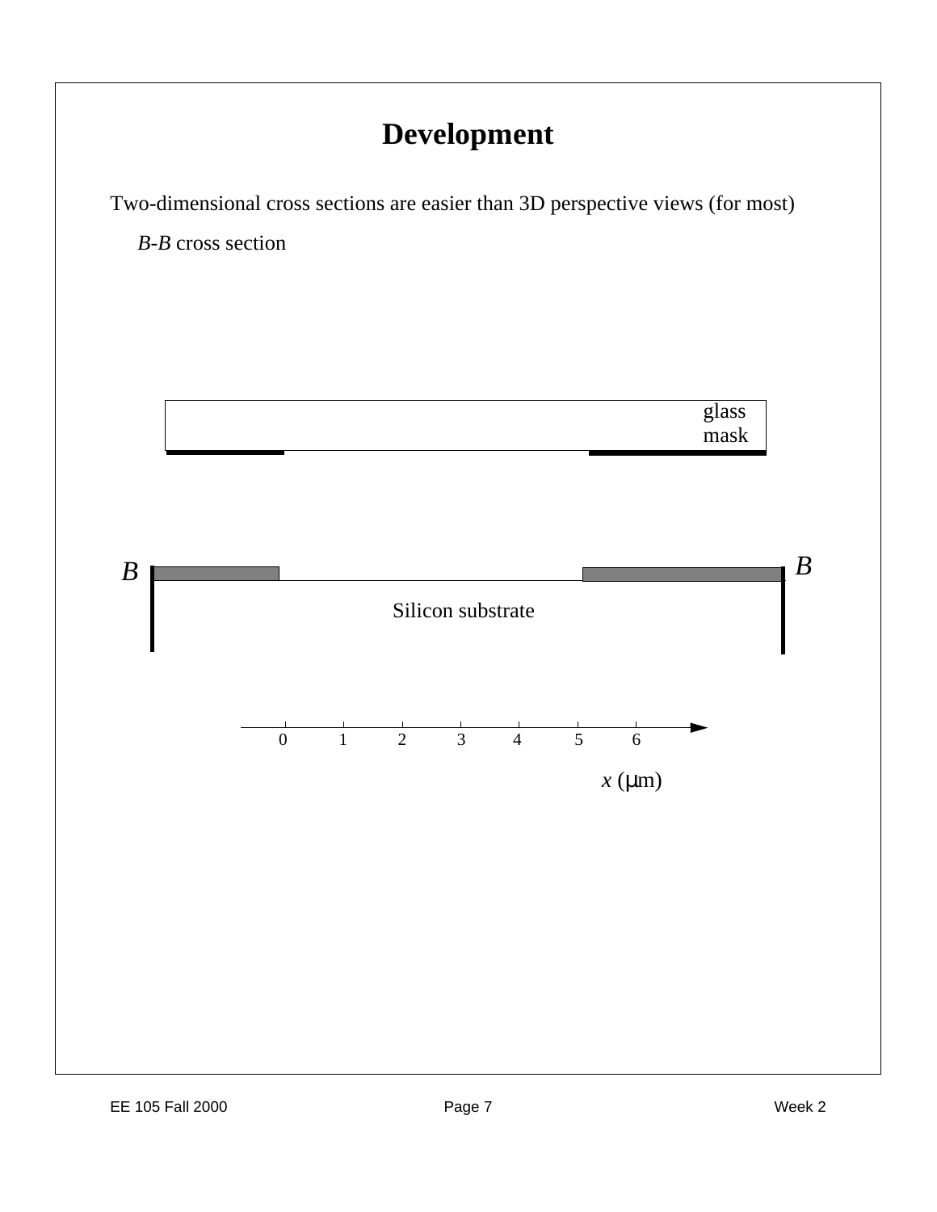# Development

Two-dimensional cross sections are easier than 3D perspective views (for most)

*B*-*B* cross section

glass mask

*B* *B*

Silicon substrate

0 1 2 3 4 5 6

*x* (μm)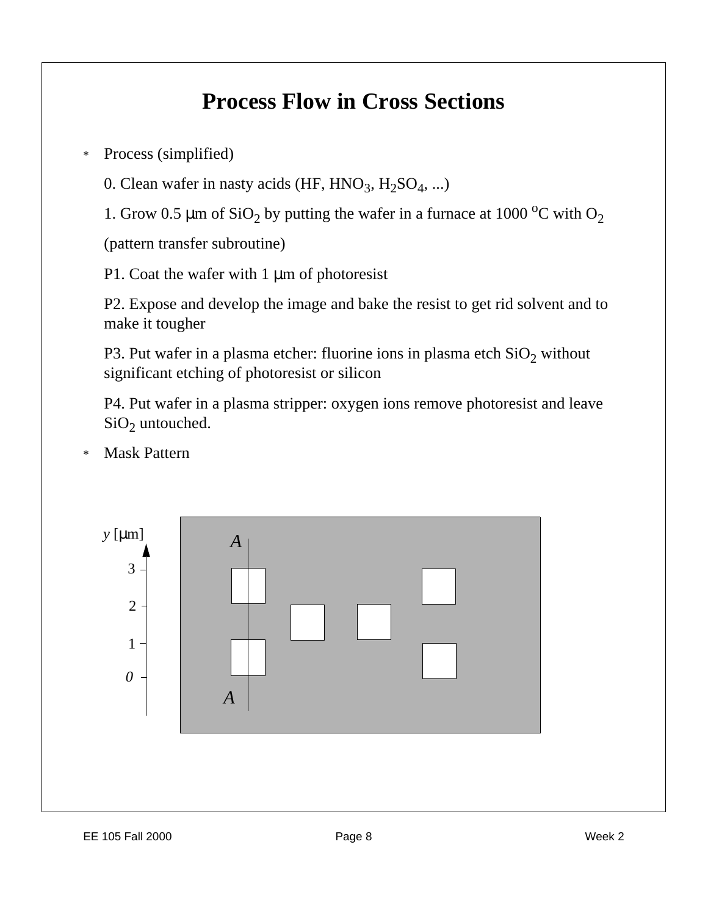# Process Flow in Cross Sections

* Process (simplified)

  0. Clean wafer in nasty acids (HF, $HNO_3$, $H_2SO_4$, ...)

  1. Grow 0.5 μm of $SiO_2$ by putting the wafer in a furnace at 1000 $^oC$ with $O_2$

  (pattern transfer subroutine)

  P1. Coat the wafer with 1 μm of photoresist

  P2. Expose and develop the image and bake the resist to get rid solvent and to make it tougher

  P3. Put wafer in a plasma etcher: fluorine ions in plasma etch $SiO_2$ without significant etching of photoresist or silicon

  P4. Put wafer in a plasma stripper: oxygen ions remove photoresist and leave $SiO_2$ untouched.

* Mask Pattern

y [μm]

3

2

1

0

A

A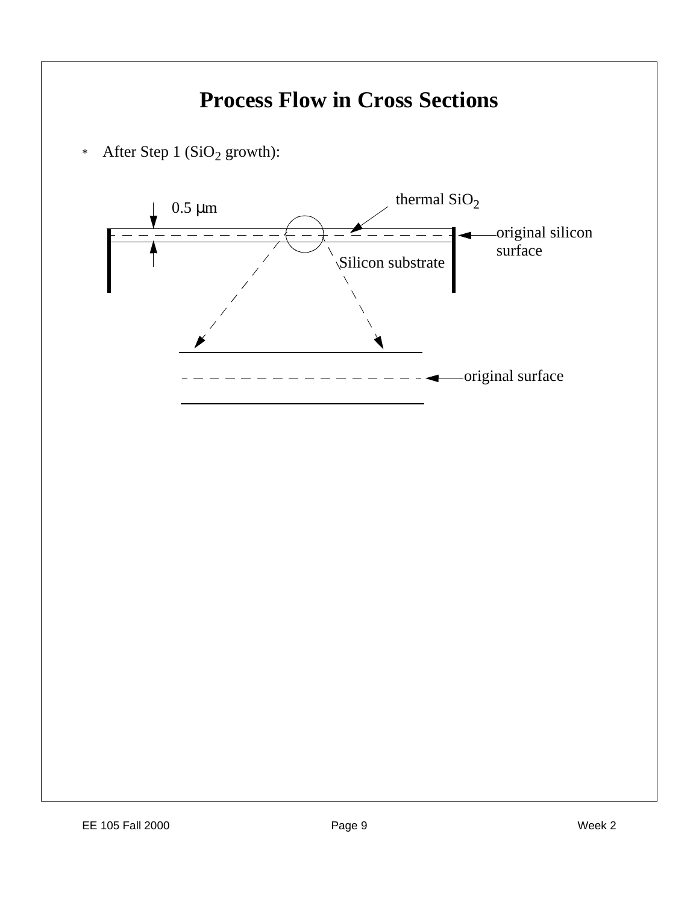# Process Flow in Cross Sections

* After Step 1 ($SiO_2$ growth):

0.5 μm

thermal $SiO_2$

original silicon surface

Silicon substrate

original surface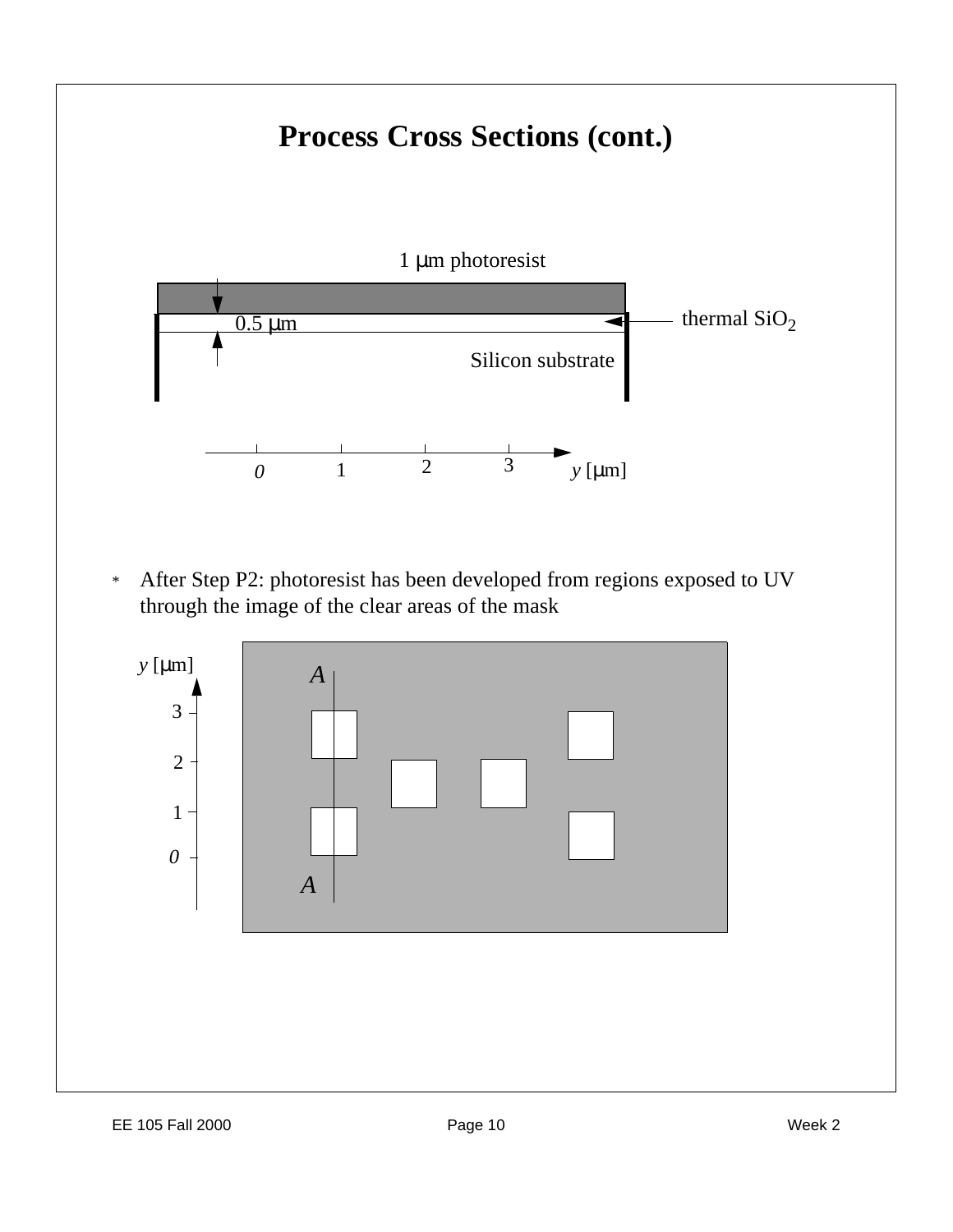# Process Cross Sections (cont.)

1 μm photoresist

0.5 μm

thermal $SiO_2$

Silicon substrate

0 1 2 3 *y* [μm]

* After Step P2: photoresist has been developed from regions exposed to UV through the image of the clear areas of the mask

*y* [μm]

3

2

1

0

*A*

*A*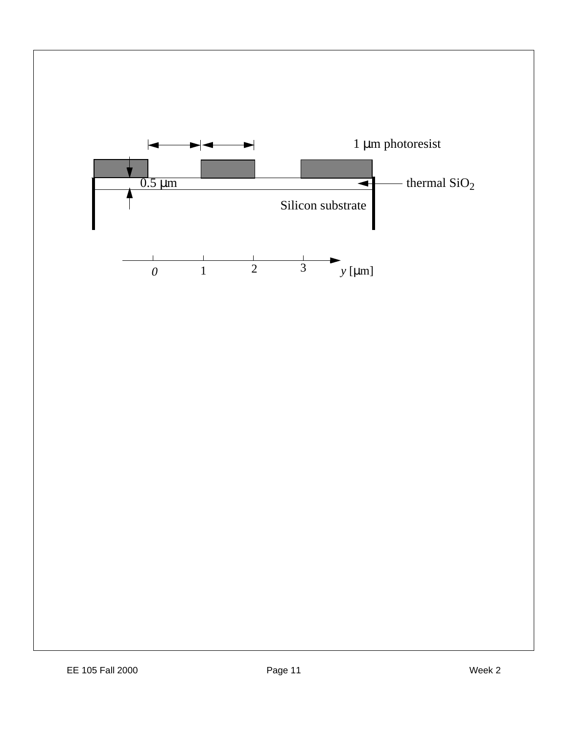1 μm photoresist

0.5 μm

thermal $SiO_2$

Silicon substrate

0 1 2 3 $y$ [μm]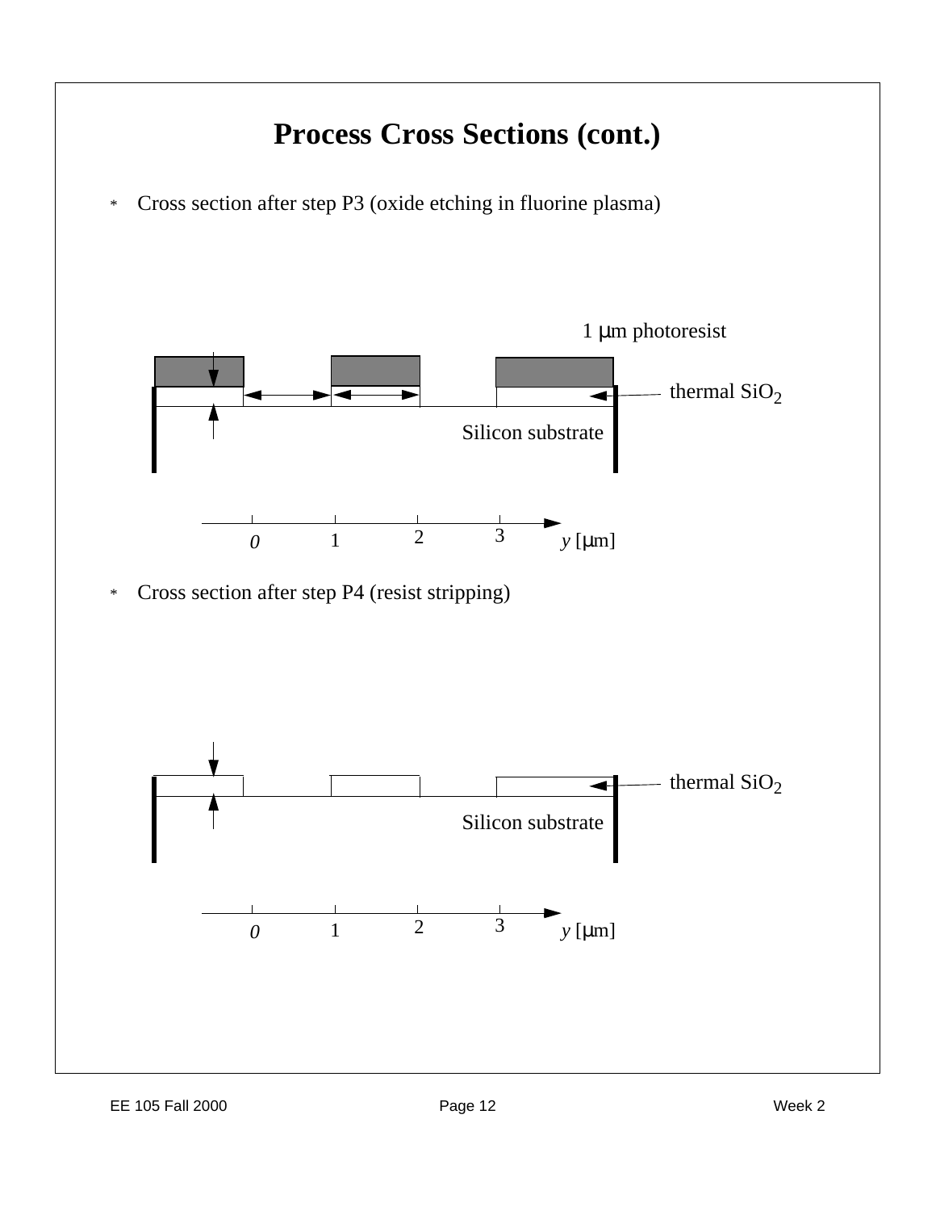# Process Cross Sections (cont.)

* Cross section after step P3 (oxide etching in fluorine plasma)

1 μm photoresist

thermal $SiO_2$

Silicon substrate

0 1 2 3 $y$ [μm]

* Cross section after step P4 (resist stripping)

thermal $SiO_2$

Silicon substrate

0 1 2 3 $y$ [μm]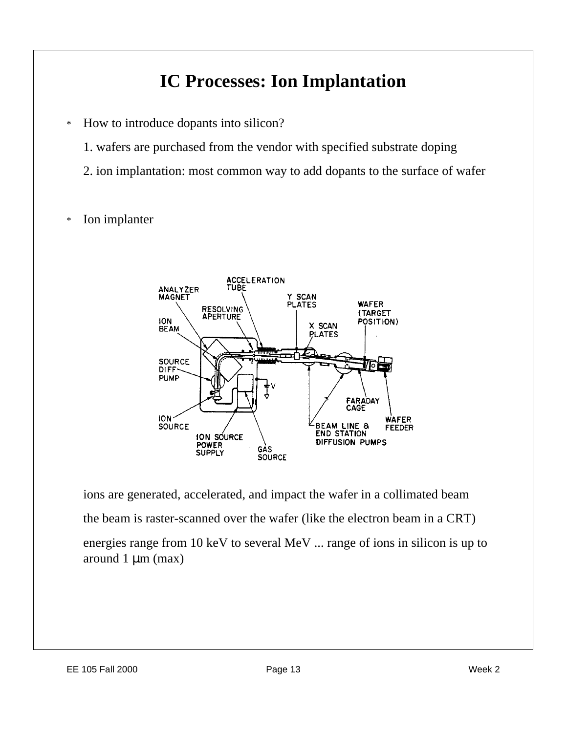# IC Processes: Ion Implantation

* How to introduce dopants into silicon?

  1. wafers are purchased from the vendor with specified substrate doping

  2. ion implantation: most common way to add dopants to the surface of wafer

* Ion implanter

ions are generated, accelerated, and impact the wafer in a collimated beam

the beam is raster-scanned over the wafer (like the electron beam in a CRT)

energies range from 10 keV to several MeV ... range of ions in silicon is up to around 1 μm (max)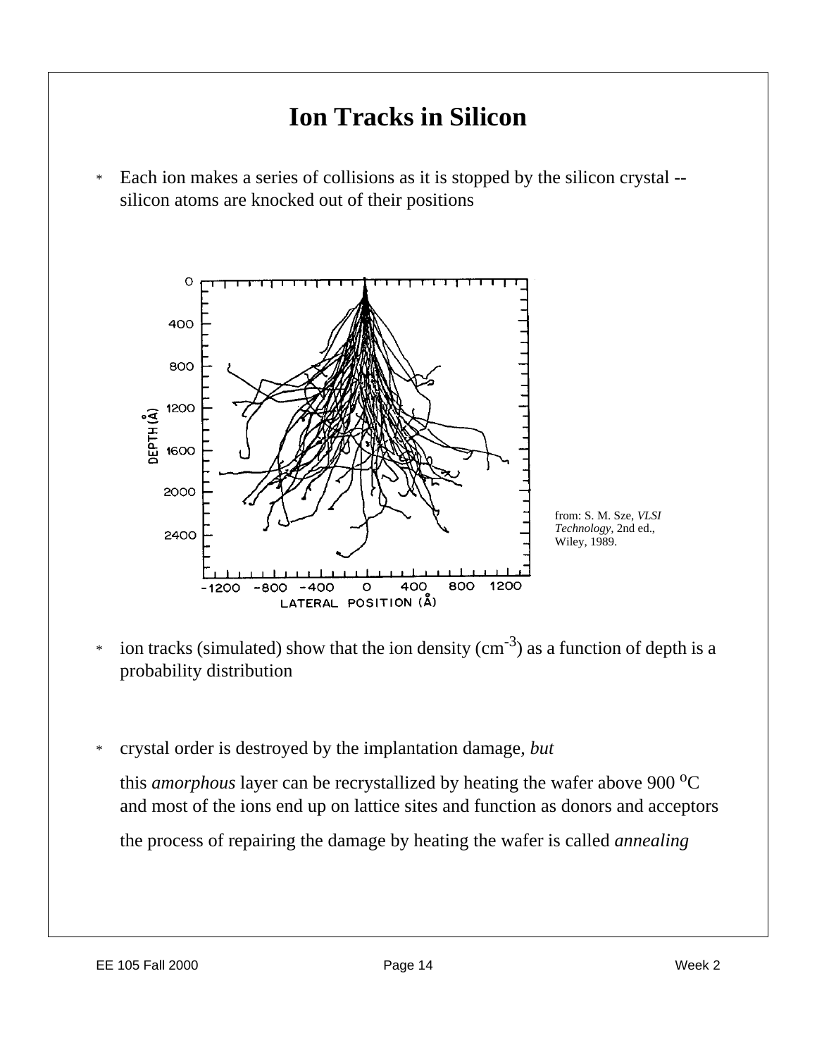# Ion Tracks in Silicon

* Each ion makes a series of collisions as it is stopped by the silicon crystal -- silicon atoms are knocked out of their positions

from: S. M. Sze, *VLSI Technology*, 2nd ed., Wiley, 1989.

* ion tracks (simulated) show that the ion density ($cm^{-3}$) as a function of depth is a probability distribution

* crystal order is destroyed by the implantation damage, *but*

  this *amorphous* layer can be recrystallized by heating the wafer above 900 $^{o}C$ and most of the ions end up on lattice sites and function as donors and acceptors

  the process of repairing the damage by heating the wafer is called *annealing*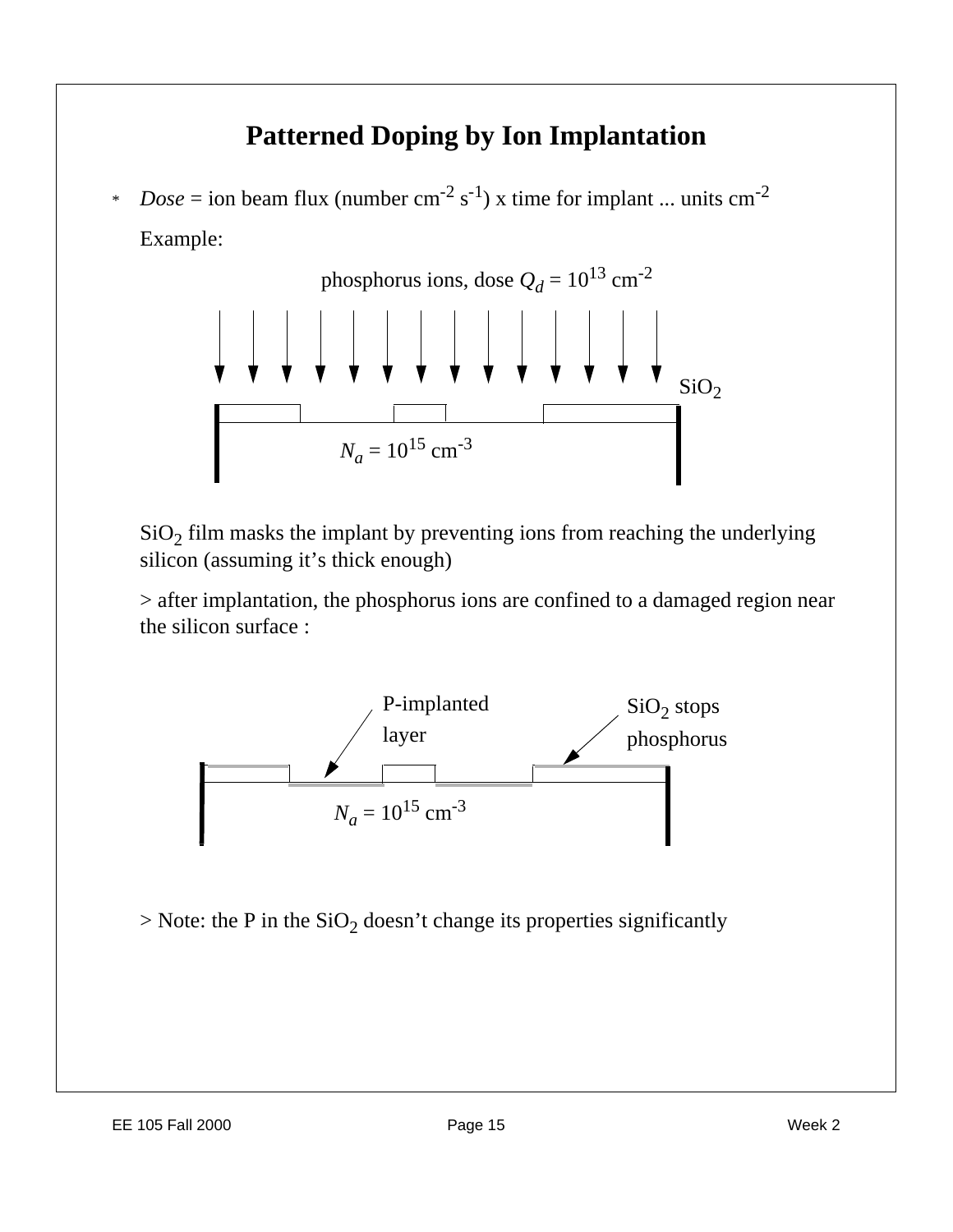# Patterned Doping by Ion Implantation

* *Dose* = ion beam flux (number cm$^{-2}$ s$^{-1}$) x time for implant ... units cm$^{-2}$

  Example:

  phosphorus ions, dose $Q_d = 10^{13}$ cm$^{-2}$

  $SiO_2$

  $N_a = 10^{15}$ cm$^{-3}$

  $SiO_2$ film masks the implant by preventing ions from reaching the underlying silicon (assuming it's thick enough)

  > after implantation, the phosphorus ions are confined to a damaged region near the silicon surface :

  P-implanted layer

  $SiO_2$ stops phosphorus

  $N_a = 10^{15}$ cm$^{-3}$

  > Note: the P in the $SiO_2$ doesn't change its properties significantly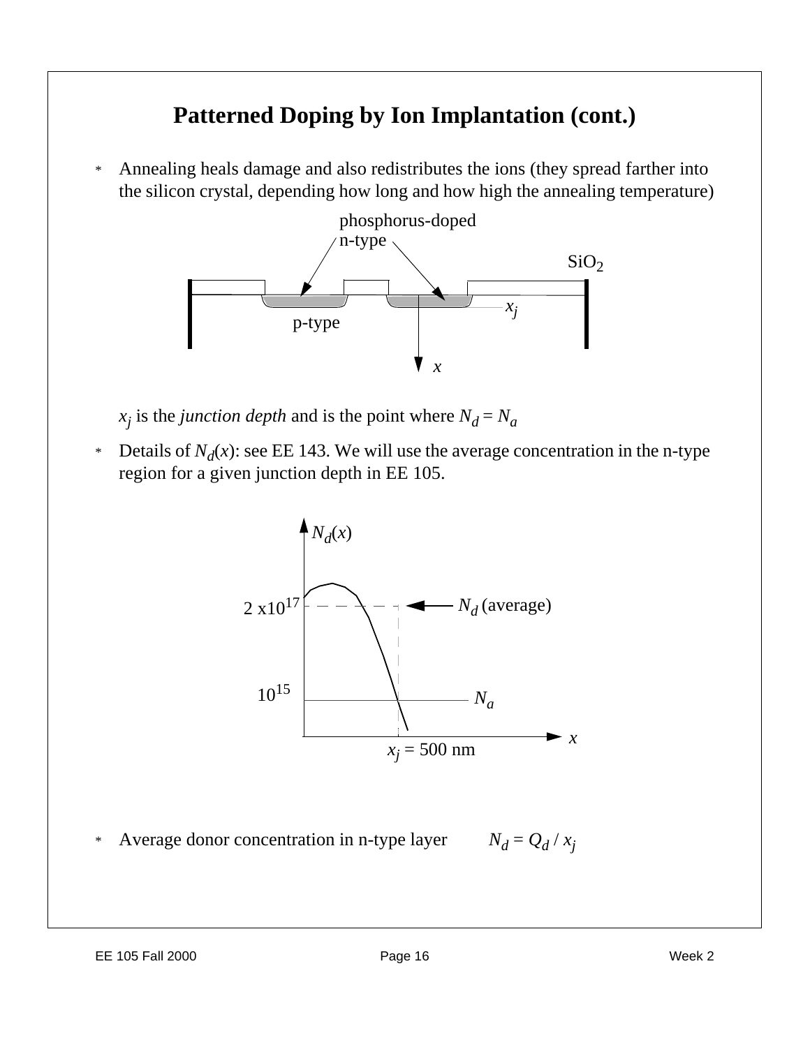# Patterned Doping by Ion Implantation (cont.)

* Annealing heals damage and also redistributes the ions (they spread farther into the silicon crystal, depending how long and how high the annealing temperature)

phosphorus-doped n-type

$SiO_2$

$x_j$

p-type

$x$

$x_j$ is the *junction depth* and is the point where $N_d = N_a$

* Details of $N_d(x)$: see EE 143. We will use the average concentration in the n-type region for a given junction depth in EE 105.

$N_d(x)$

$2 \times 10^{17}$

$N_d$ (average)

$10^{15}$

$N_a$

$x$

$x_j = 500$ nm

* Average donor concentration in n-type layer $N_d = Q_d / x_j$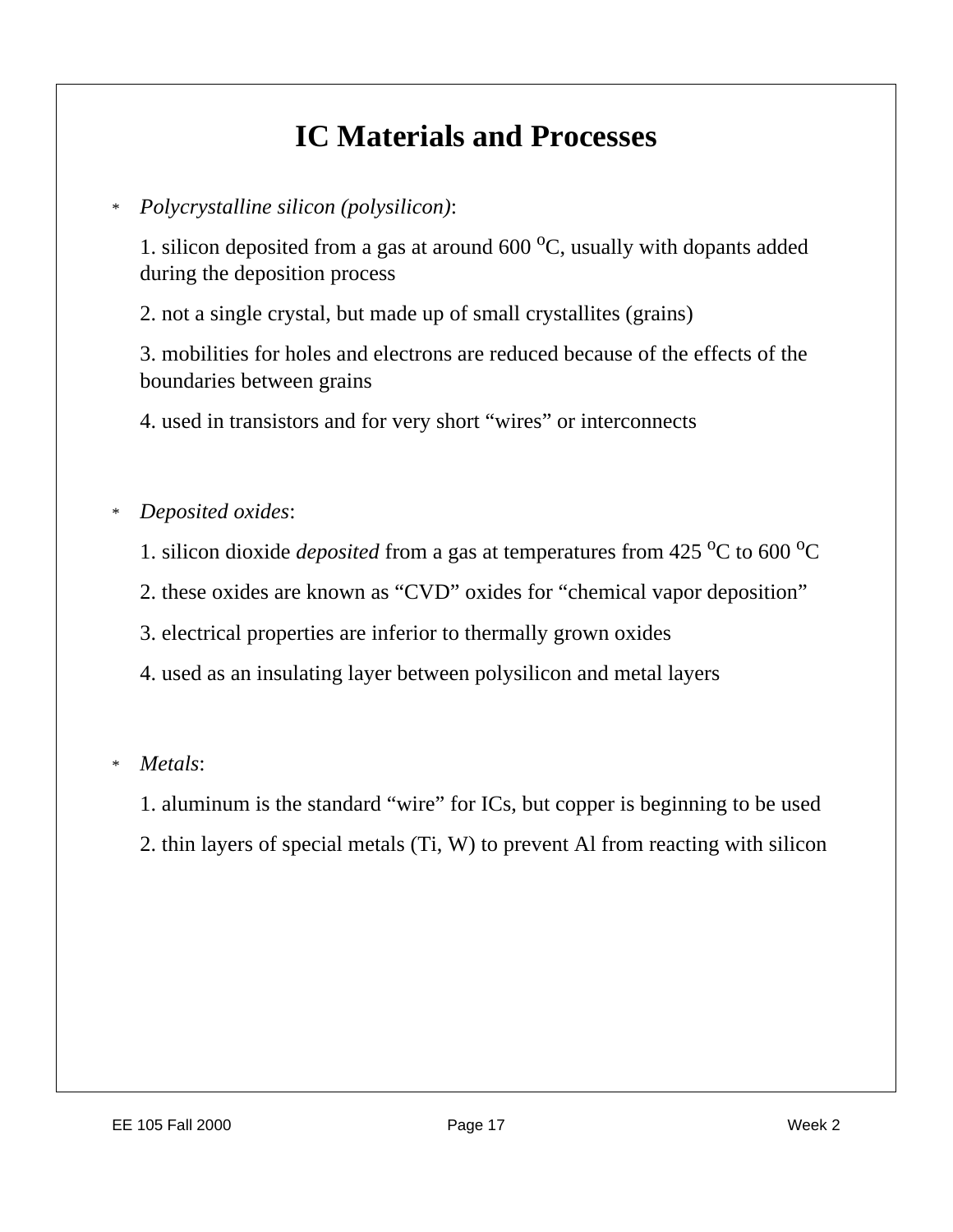# IC Materials and Processes

* *Polycrystalline silicon (polysilicon)*:

  1. silicon deposited from a gas at around 600 $^{o}$C, usually with dopants added during the deposition process

  2. not a single crystal, but made up of small crystallites (grains)

  3. mobilities for holes and electrons are reduced because of the effects of the boundaries between grains

  4. used in transistors and for very short “wires” or interconnects

* *Deposited oxides*:

  1. silicon dioxide *deposited* from a gas at temperatures from 425 $^{o}$C to 600 $^{o}$C

  2. these oxides are known as “CVD” oxides for “chemical vapor deposition”

  3. electrical properties are inferior to thermally grown oxides

  4. used as an insulating layer between polysilicon and metal layers

* *Metals*:

  1. aluminum is the standard “wire” for ICs, but copper is beginning to be used

  2. thin layers of special metals (Ti, W) to prevent Al from reacting with silicon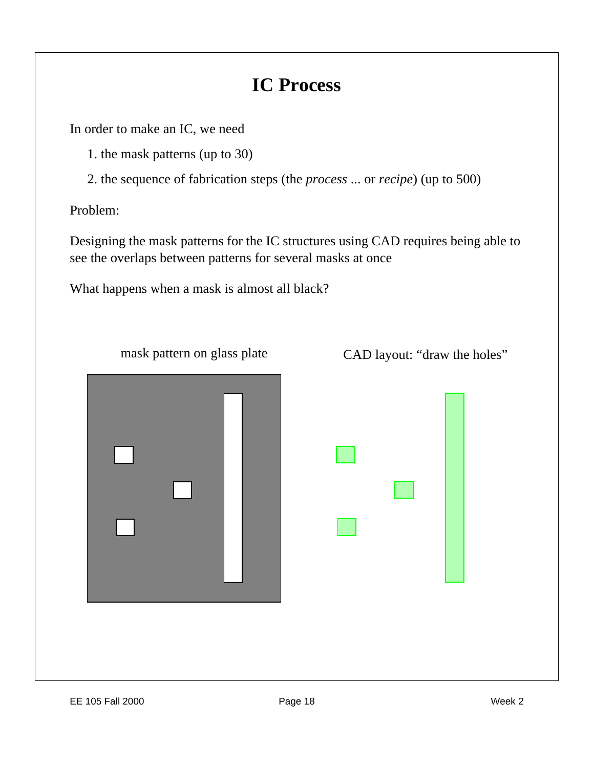# IC Process

In order to make an IC, we need

1. the mask patterns (up to 30)
2. the sequence of fabrication steps (the *process* ... or *recipe*) (up to 500)

Problem:

Designing the mask patterns for the IC structures using CAD requires being able to see the overlaps between patterns for several masks at once

What happens when a mask is almost all black?

mask pattern on glass plate

CAD layout: “draw the holes”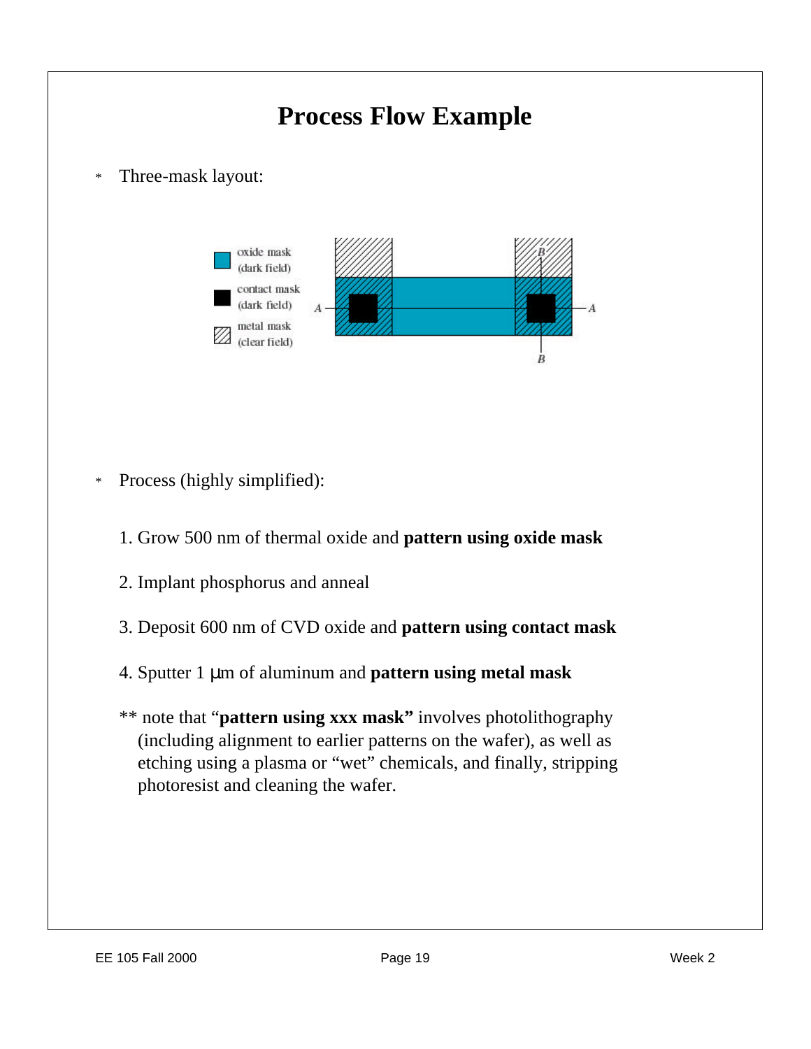# Process Flow Example

* Three-mask layout:

oxide mask (dark field)

contact mask (dark field)

metal mask (clear field)

* Process (highly simplified):

1. Grow 500 nm of thermal oxide and **pattern using oxide mask**

2. Implant phosphorus and anneal

3. Deposit 600 nm of CVD oxide and **pattern using contact mask**

4. Sputter 1 μm of aluminum and **pattern using metal mask**

** note that "**pattern using xxx mask"** involves photolithography (including alignment to earlier patterns on the wafer), as well as etching using a plasma or "wet" chemicals, and finally, stripping photoresist and cleaning the wafer.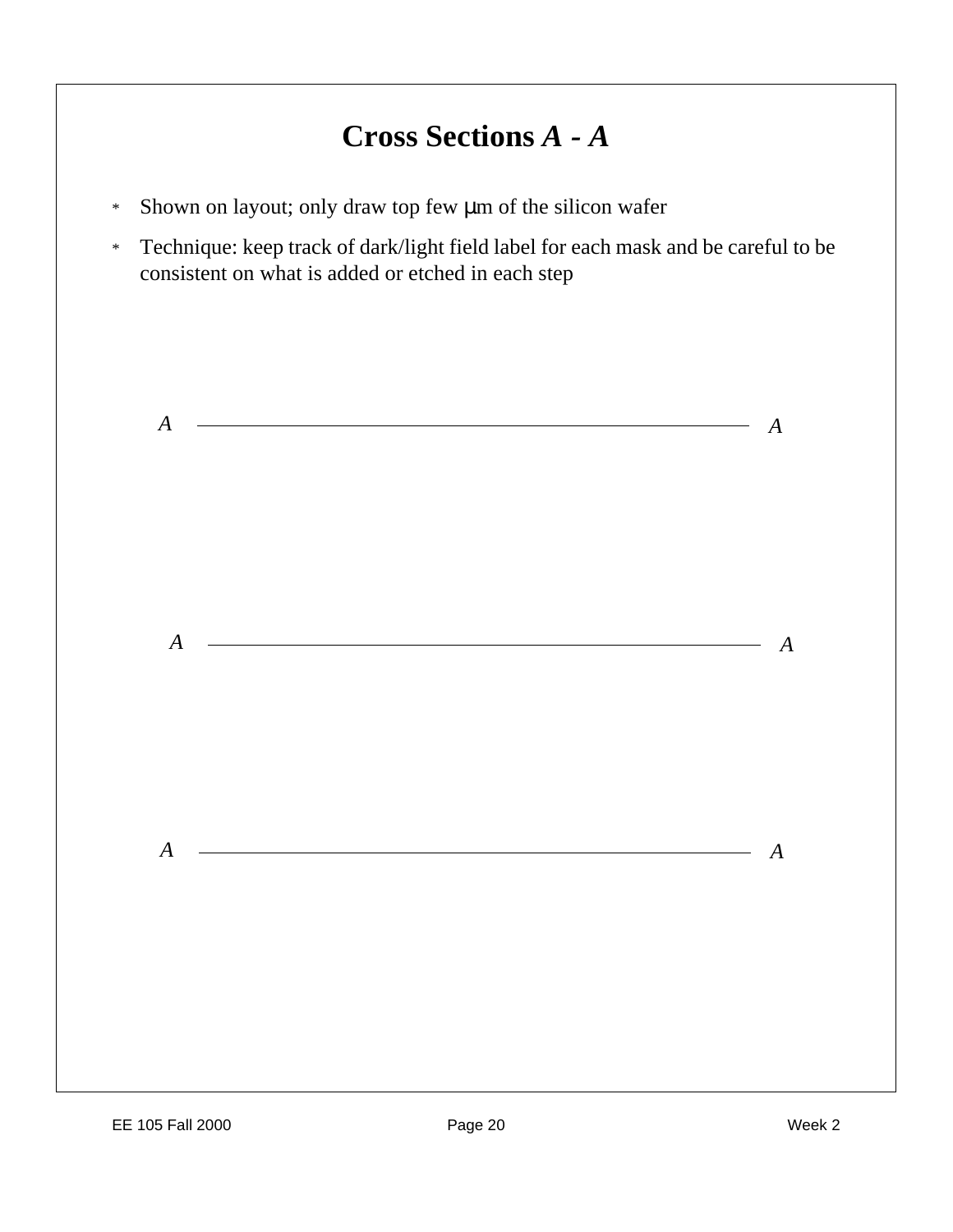# Cross Sections *A* - *A*

* Shown on layout; only draw top few μm of the silicon wafer
* Technique: keep track of dark/light field label for each mask and be careful to be consistent on what is added or etched in each step

*A* ——————————————————————— *A*

*A* ——————————————————————— *A*

*A* ——————————————————————— *A*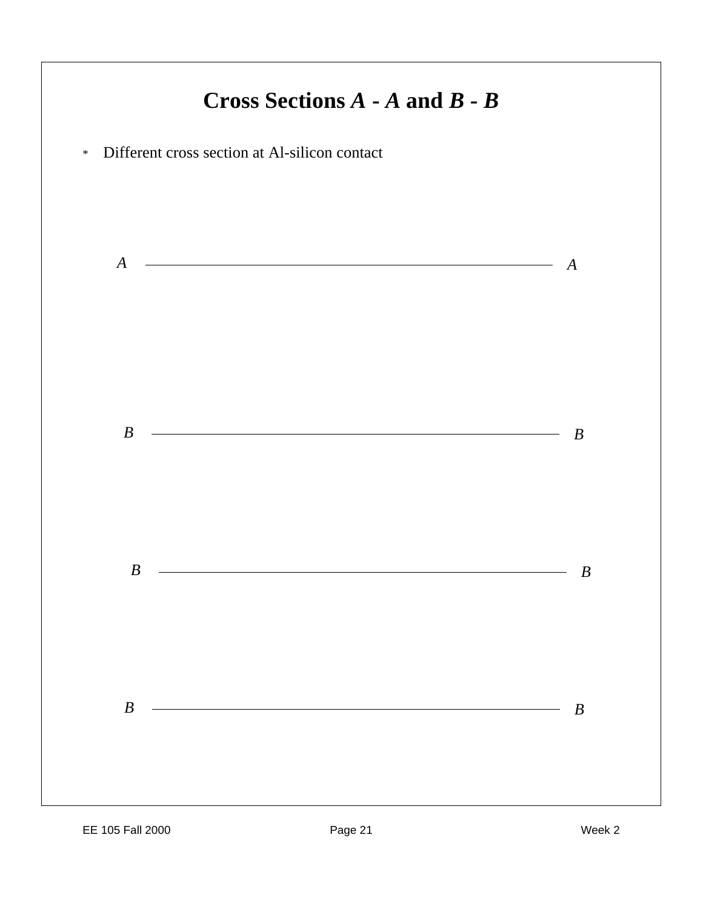# Cross Sections *A* - *A* and *B* - *B*

* Different cross section at Al-silicon contact

*A* ——————————————————————— *A*

*B* ——————————————————————— *B*

*B* ——————————————————————— *B*

*B* ——————————————————————— *B*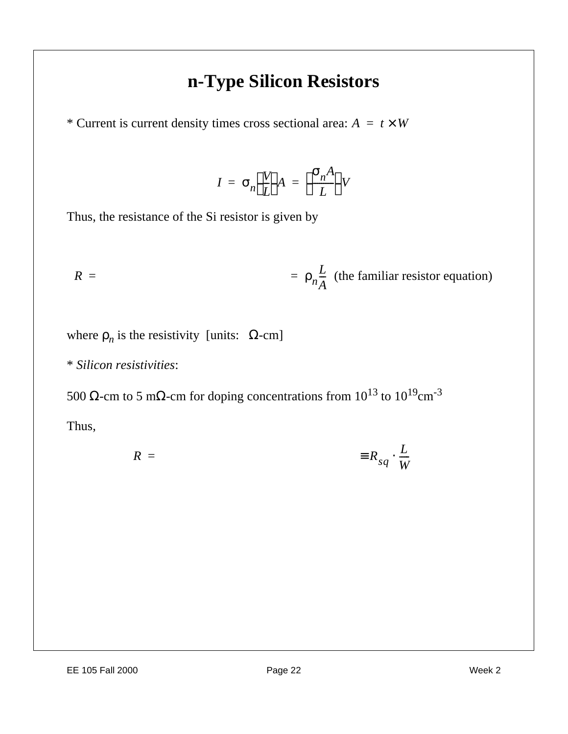# n-Type Silicon Resistors

* Current is current density times cross sectional area: $A = t \times W$

$$I = \sigma_n \left(\frac{V}{L}\right) A = \left(\frac{\sigma_n A}{L}\right) V$$

Thus, the resistance of the Si resistor is given by

$$R = \qquad\qquad\qquad\qquad = \rho_n \frac{L}{A} \text{ (the familiar resistor equation)}$$

where $\rho_n$ is the resistivity [units: $\Omega$-cm]

* *Silicon resistivities*:

500 $\Omega$-cm to 5 m$\Omega$-cm for doping concentrations from $10^{13}$ to $10^{19}$cm$^{-3}$

Thus,

$$R = \qquad\qquad\qquad\qquad \equiv R_{sq} \cdot \frac{L}{W}$$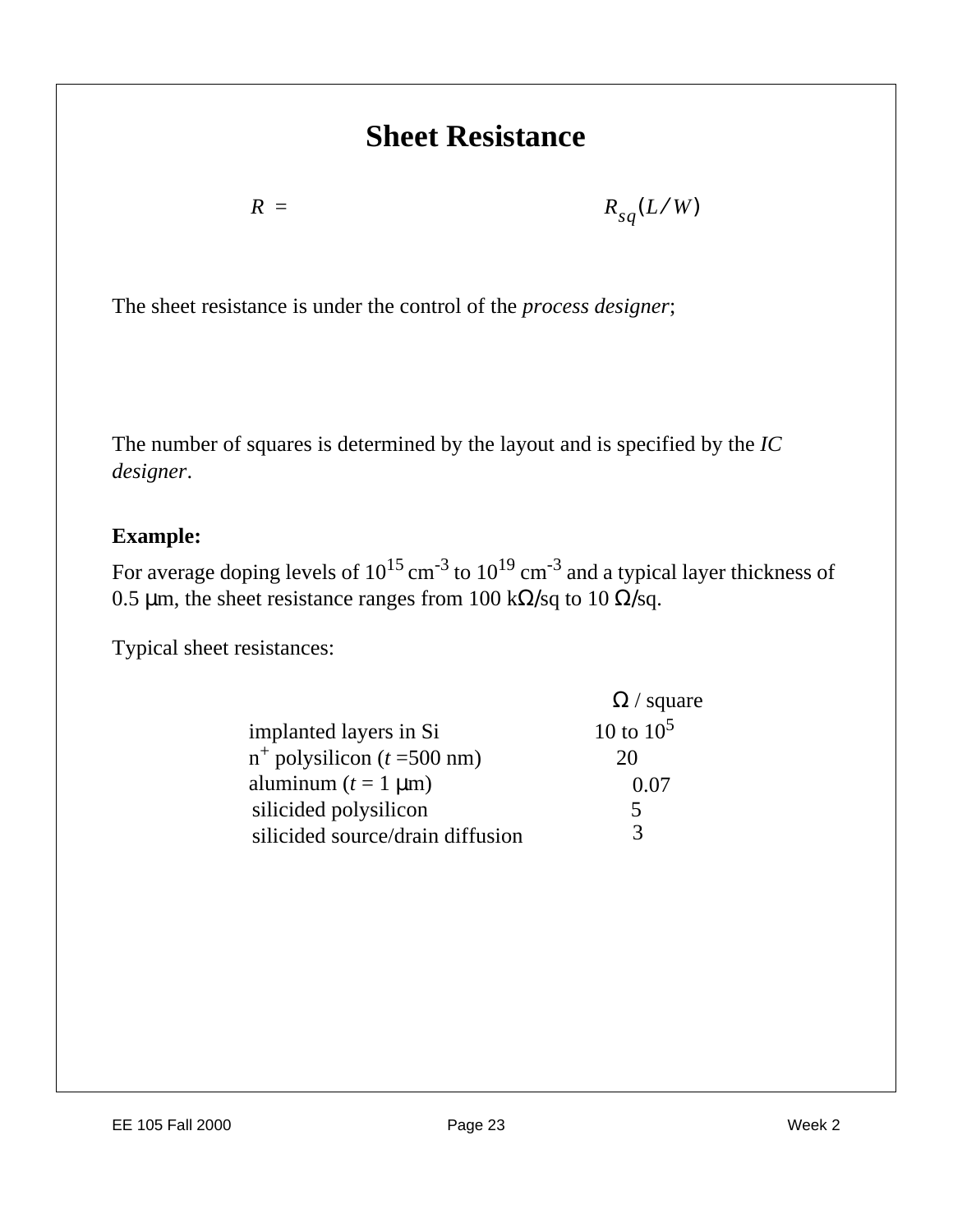# Sheet Resistance

$$R = R_{sq}(L/W)$$

The sheet resistance is under the control of the *process designer*;

The number of squares is determined by the layout and is specified by the *IC designer*.

**Example:**

For average doping levels of $10^{15}$ cm$^{-3}$ to $10^{19}$ cm$^{-3}$ and a typical layer thickness of 0.5 μm, the sheet resistance ranges from 100 kΩ/sq to 10 Ω/sq.

Typical sheet resistances:

| | Ω / square |
|---|---|
| implanted layers in Si | 10 to $10^5$ |
| $n^+$ polysilicon ($t$ =500 nm) | 20 |
| aluminum ($t$ = 1 μm) | 0.07 |
| silicided polysilicon | 5 |
| silicided source/drain diffusion | 3 |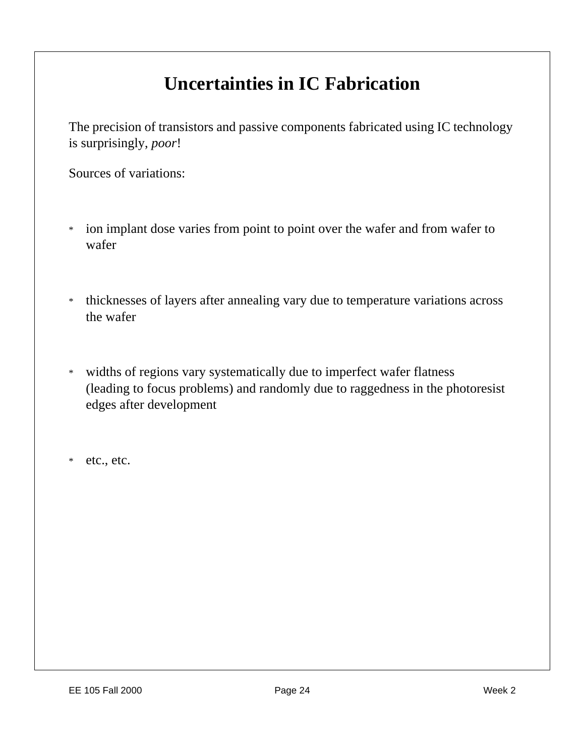# Uncertainties in IC Fabrication

The precision of transistors and passive components fabricated using IC technology is surprisingly, *poor*!

Sources of variations:

* ion implant dose varies from point to point over the wafer and from wafer to wafer

* thicknesses of layers after annealing vary due to temperature variations across the wafer

* widths of regions vary systematically due to imperfect wafer flatness (leading to focus problems) and randomly due to raggedness in the photoresist edges after development

* etc., etc.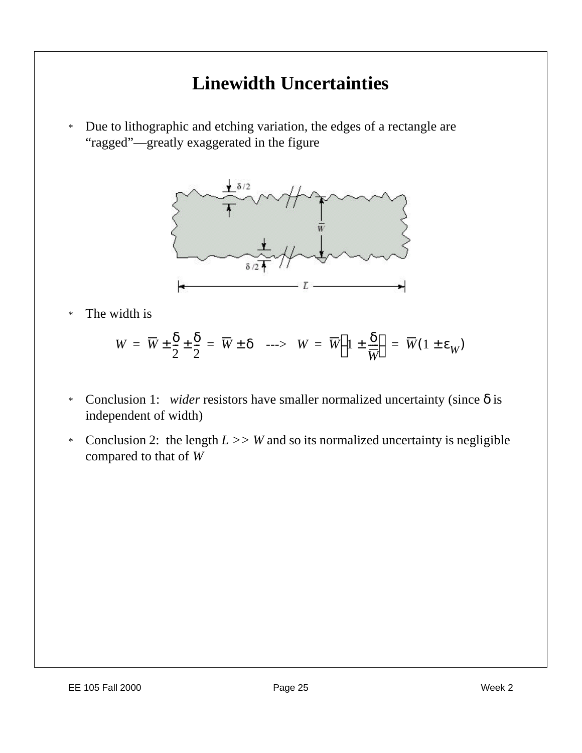# Linewidth Uncertainties

* Due to lithographic and etching variation, the edges of a rectangle are "ragged"—greatly exaggerated in the figure

* The width is

$$W = \overline{W} \pm \frac{\delta}{2} \pm \frac{\delta}{2} = \overline{W} \pm \delta \quad \text{--->} \quad W = \overline{W}\left(1 \pm \frac{\delta}{\overline{W}}\right) = \overline{W}(1 \pm \varepsilon_W)$$

* Conclusion 1: *wider* resistors have smaller normalized uncertainty (since $\delta$ is independent of width)

* Conclusion 2: the length $L >> W$ and so its normalized uncertainty is negligible compared to that of $W$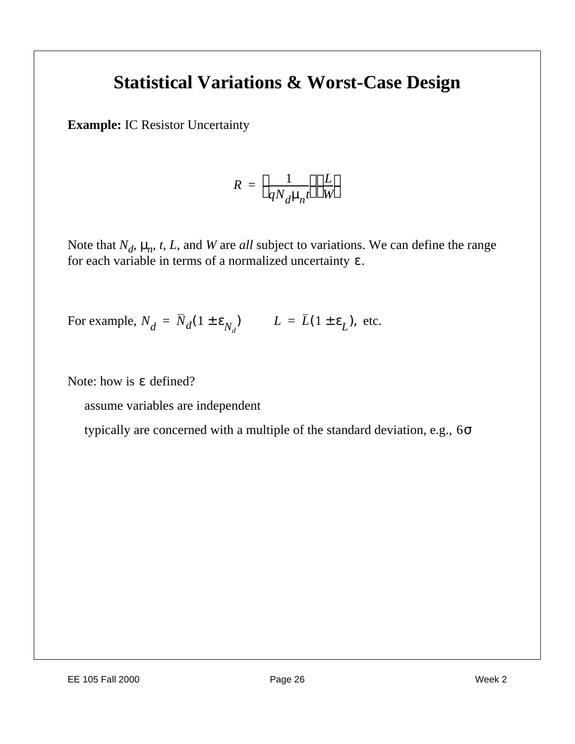# Statistical Variations & Worst-Case Design

**Example:** IC Resistor Uncertainty

$$R = \left(\frac{1}{qN_d\mu_n t}\right)\left(\frac{L}{W}\right)$$

Note that $N_d$, $\mu_n$, $t$, $L$, and $W$ are *all* subject to variations. We can define the range for each variable in terms of a normalized uncertainty $\varepsilon$.

For example, $N_d = \bar{N}_d(1 \pm \varepsilon_{N_d})$ $\quad L = \bar{L}(1 \pm \varepsilon_L)$, etc.

Note: how is $\varepsilon$ defined?

- assume variables are independent
- typically are concerned with a multiple of the standard deviation, e.g., $6\sigma$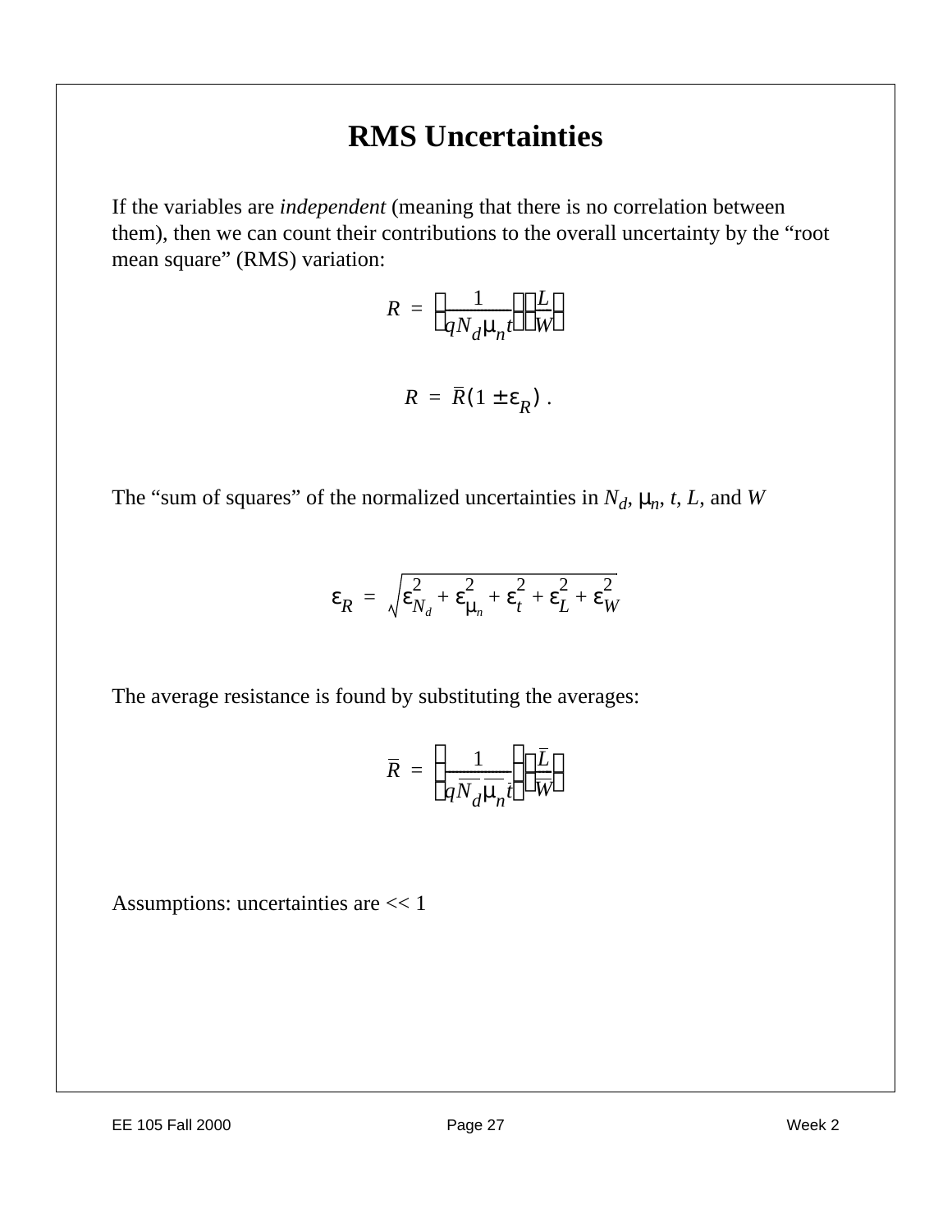# RMS Uncertainties

If the variables are *independent* (meaning that there is no correlation between them), then we can count their contributions to the overall uncertainty by the "root mean square" (RMS) variation:

$$R = \left(\frac{1}{qN_d\mu_n t}\right)\left(\frac{L}{W}\right)$$

$$R = \bar{R}(1 \pm \varepsilon_R) \ .$$

The "sum of squares" of the normalized uncertainties in $N_d$, $\mu_n$, $t$, $L$, and $W$

$$\varepsilon_R = \sqrt{\varepsilon_{N_d}^2 + \varepsilon_{\mu_n}^2 + \varepsilon_t^2 + \varepsilon_L^2 + \varepsilon_W^2}$$

The average resistance is found by substituting the averages:

$$\bar{R} = \left(\frac{1}{q\overline{N_d}\,\overline{\mu_n}\,\bar{t}}\right)\left(\frac{\bar{L}}{\overline{W}}\right)$$

Assumptions: uncertainties are << 1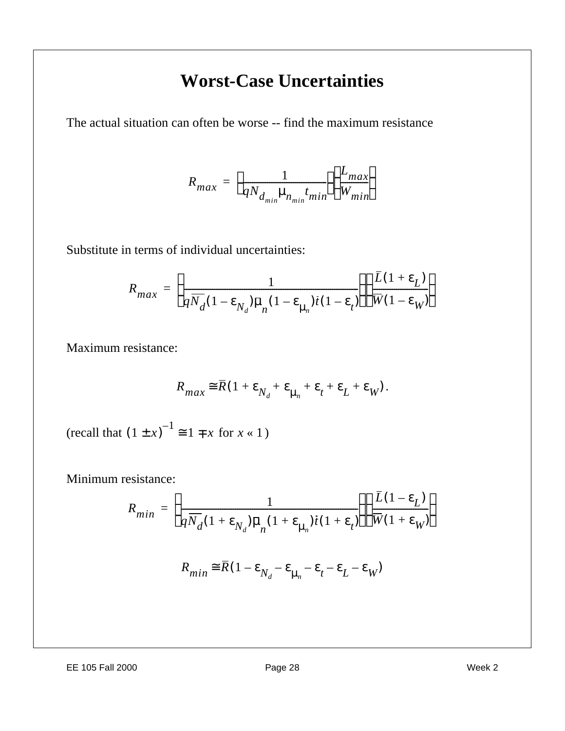# Worst-Case Uncertainties

The actual situation can often be worse -- find the maximum resistance

$$R_{max} = \left(\frac{1}{qN_{d_{min}}\mu_{n_{min}}t_{min}}\right)\left(\frac{L_{max}}{W_{min}}\right)$$

Substitute in terms of individual uncertainties:

$$R_{max} = \left(\frac{1}{q\overline{N_d}(1-\varepsilon_{N_d})\bar{\mu}_n(1-\varepsilon_{\mu_n})\bar{t}(1-\varepsilon_t)}\right)\left(\frac{\bar{L}(1+\varepsilon_L)}{\bar{W}(1-\varepsilon_W)}\right)$$

Maximum resistance:

$$R_{max} \cong \bar{R}(1+\varepsilon_{N_d}+\varepsilon_{\mu_n}+\varepsilon_t+\varepsilon_L+\varepsilon_W).$$

(recall that $(1 \pm x)^{-1} \cong 1 \mp x$ for $x \ll 1$)

Minimum resistance:

$$R_{min} = \left(\frac{1}{q\overline{N_d}(1+\varepsilon_{N_d})\bar{\mu}_n(1+\varepsilon_{\mu_n})\bar{t}(1+\varepsilon_t)}\right)\left(\frac{\bar{L}(1-\varepsilon_L)}{\bar{W}(1+\varepsilon_W)}\right)$$

$$R_{min} \cong \bar{R}(1-\varepsilon_{N_d}-\varepsilon_{\mu_n}-\varepsilon_t-\varepsilon_L-\varepsilon_W)$$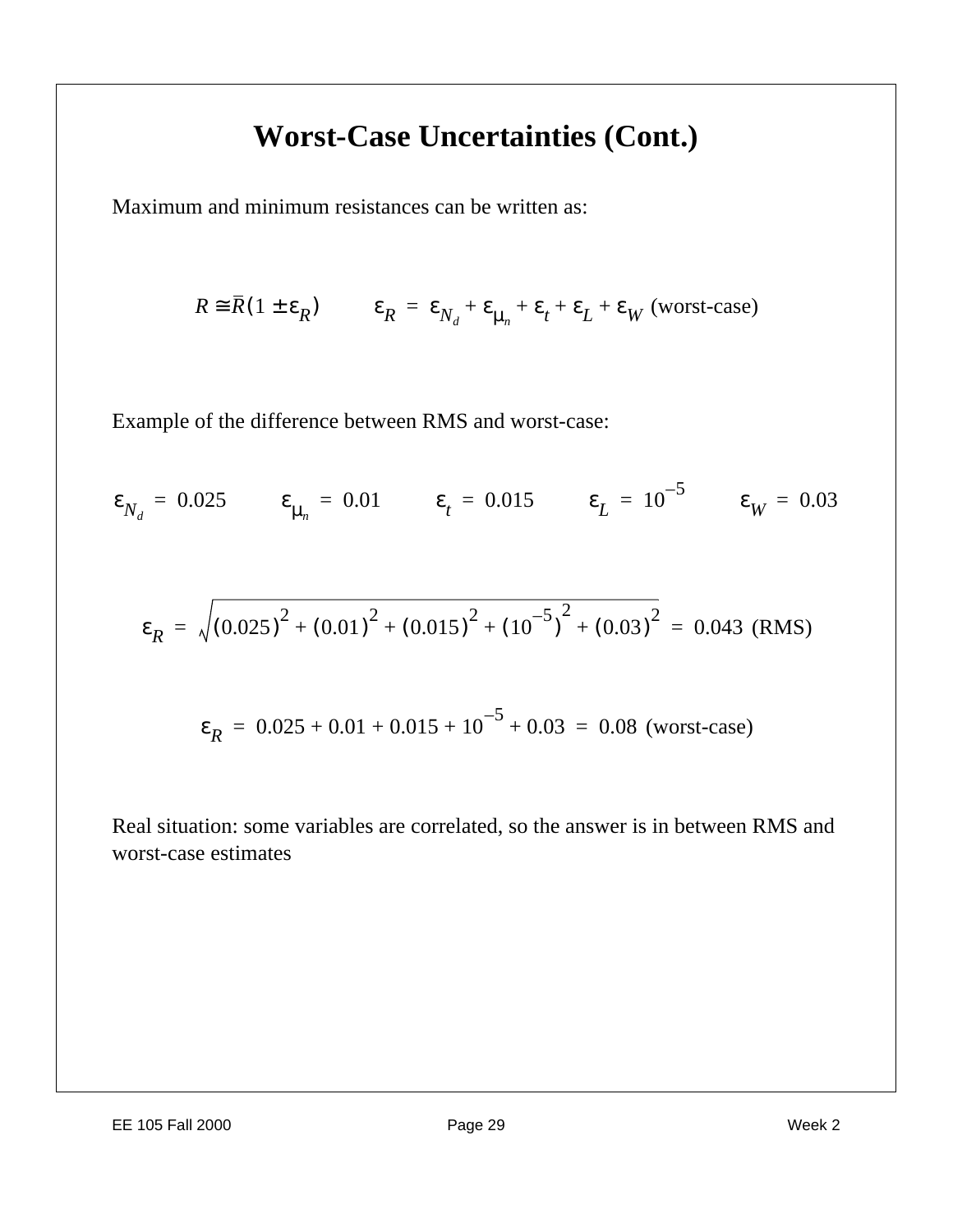# Worst-Case Uncertainties (Cont.)

Maximum and minimum resistances can be written as:

$$R \cong \bar{R}(1 \pm \varepsilon_R) \qquad \varepsilon_R = \varepsilon_{N_d} + \varepsilon_{\mu_n} + \varepsilon_t + \varepsilon_L + \varepsilon_W \text{ (worst-case)}$$

Example of the difference between RMS and worst-case:

$$\varepsilon_{N_d} = 0.025 \qquad \varepsilon_{\mu_n} = 0.01 \qquad \varepsilon_t = 0.015 \qquad \varepsilon_L = 10^{-5} \qquad \varepsilon_W = 0.03$$

$$\varepsilon_R = \sqrt{(0.025)^2 + (0.01)^2 + (0.015)^2 + (10^{-5})^2 + (0.03)^2} = 0.043 \text{ (RMS)}$$

$$\varepsilon_R = 0.025 + 0.01 + 0.015 + 10^{-5} + 0.03 = 0.08 \text{ (worst-case)}$$

Real situation: some variables are correlated, so the answer is in between RMS and worst-case estimates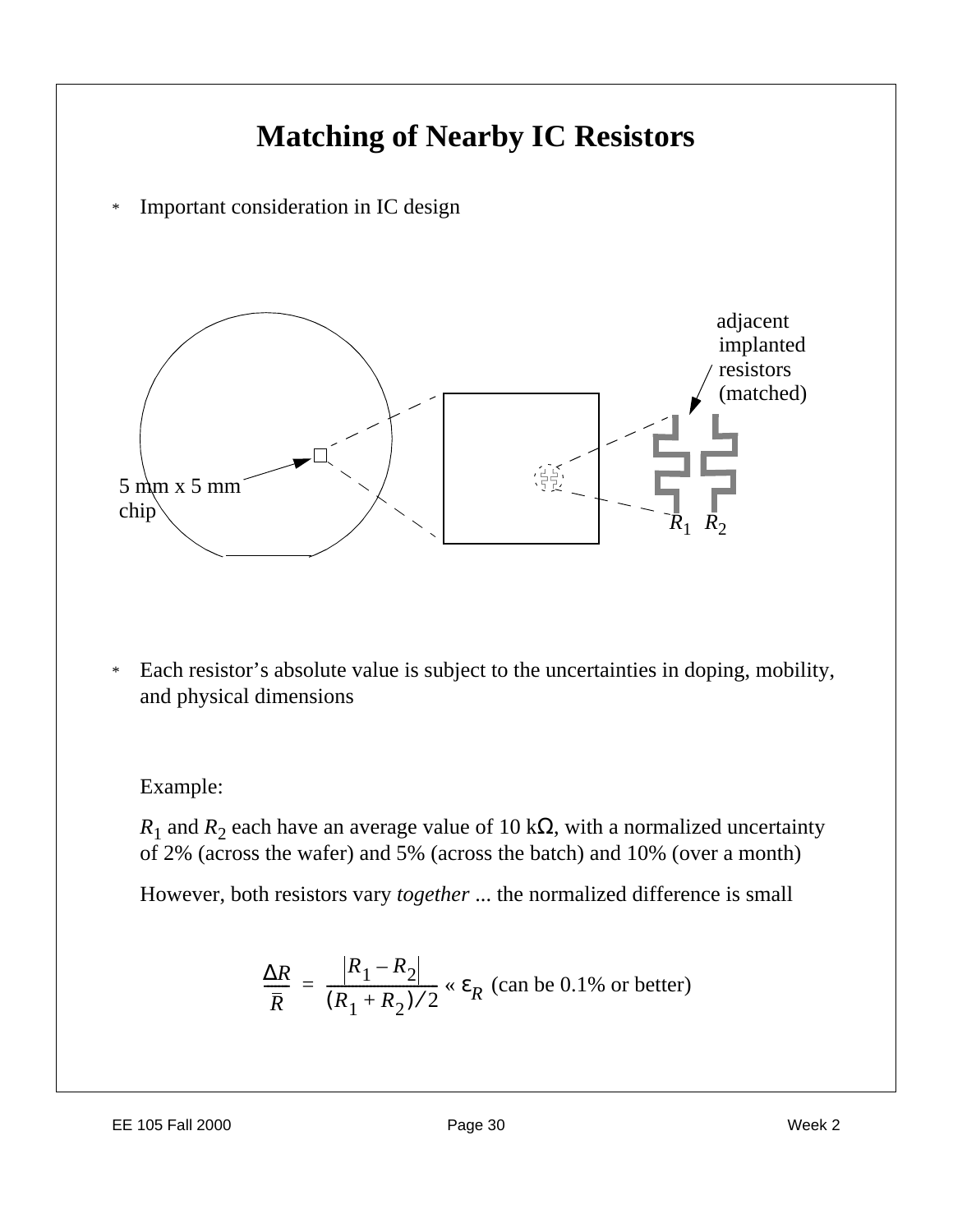# Matching of Nearby IC Resistors

* Important consideration in IC design

adjacent implanted resistors (matched)

5 mm x 5 mm chip

$R_1$ $R_2$

* Each resistor's absolute value is subject to the uncertainties in doping, mobility, and physical dimensions

Example:

$R_1$ and $R_2$ each have an average value of 10 kΩ, with a normalized uncertainty of 2% (across the wafer) and 5% (across the batch) and 10% (over a month)

However, both resistors vary *together* ... the normalized difference is small

$$\frac{\Delta R}{\bar{R}} = \frac{|R_1 - R_2|}{(R_1 + R_2)/2} \ll \varepsilon_R \text{ (can be 0.1\% or better)}$$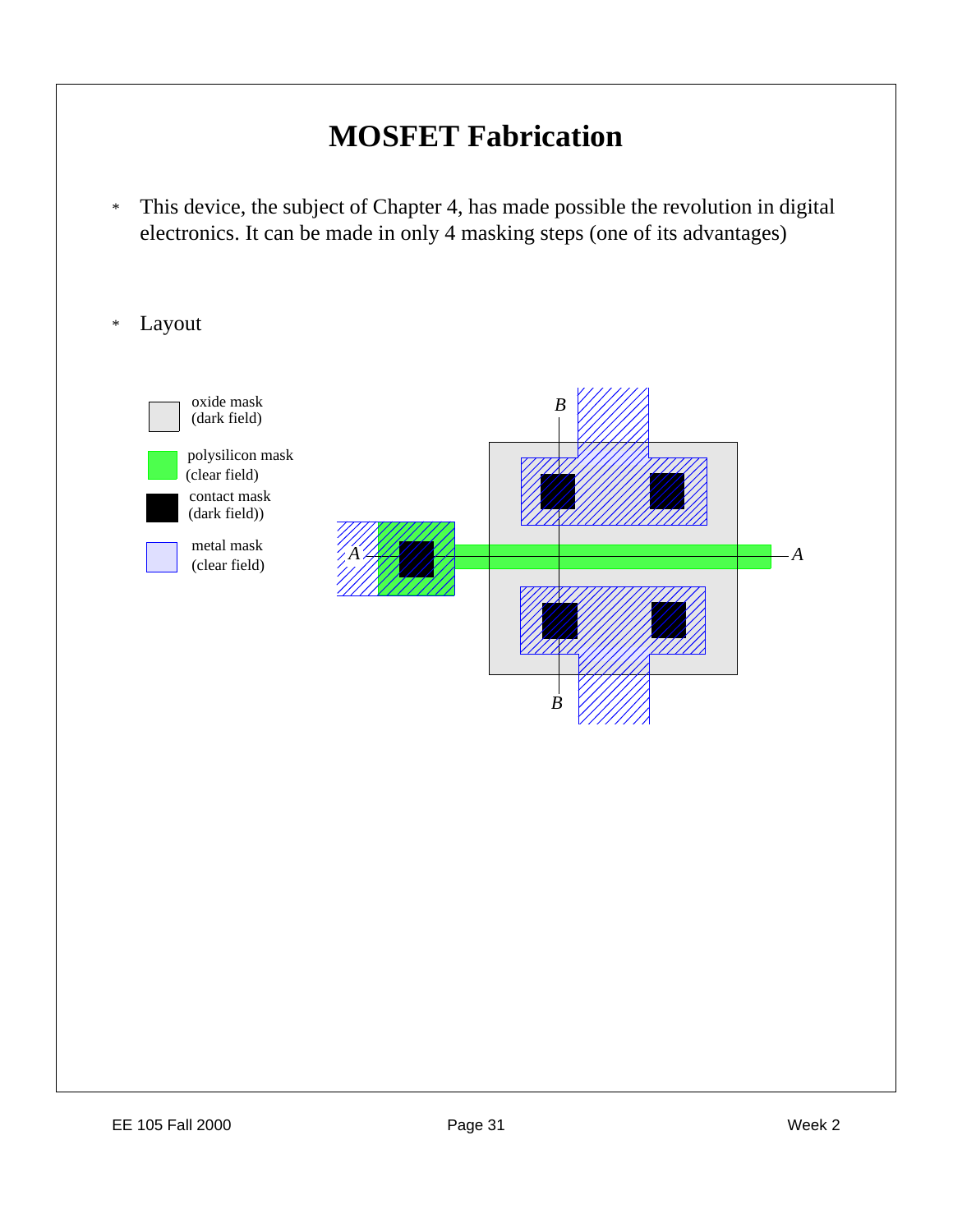# MOSFET Fabrication

* This device, the subject of Chapter 4, has made possible the revolution in digital electronics. It can be made in only 4 masking steps (one of its advantages)

* Layout

oxide mask (dark field)

polysilicon mask (clear field)

contact mask (dark field))

metal mask (clear field)

B

A

A

B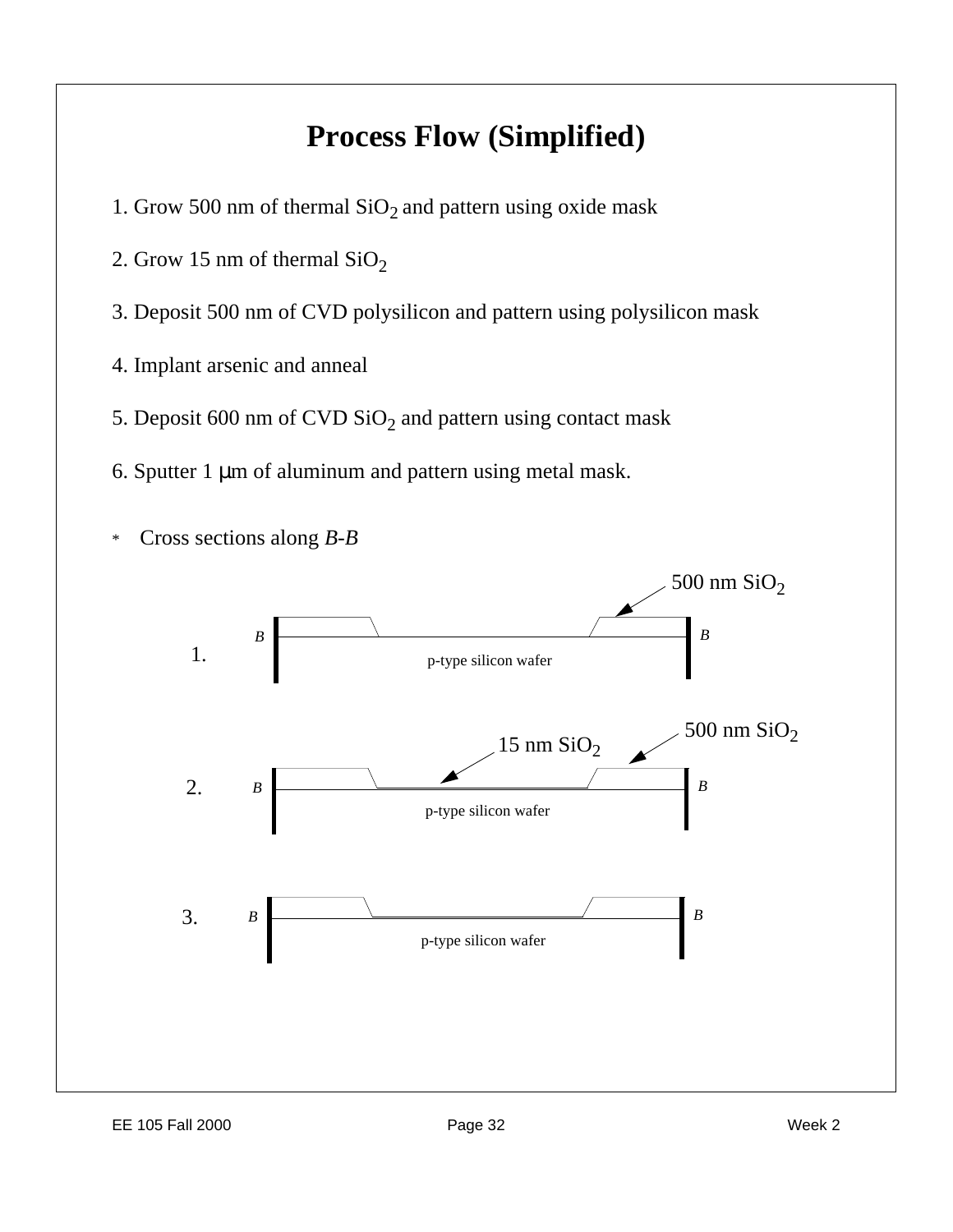# Process Flow (Simplified)

1. Grow 500 nm of thermal $SiO_2$ and pattern using oxide mask

2. Grow 15 nm of thermal $SiO_2$

3. Deposit 500 nm of CVD polysilicon and pattern using polysilicon mask

4. Implant arsenic and anneal

5. Deposit 600 nm of CVD $SiO_2$ and pattern using contact mask

6. Sputter 1 μm of aluminum and pattern using metal mask.

* Cross sections along *B-B*

1. 500 nm $SiO_2$ — *B* — p-type silicon wafer — *B*

2. 15 nm $SiO_2$ — 500 nm $SiO_2$ — *B* — p-type silicon wafer — *B*

3. *B* — p-type silicon wafer — *B*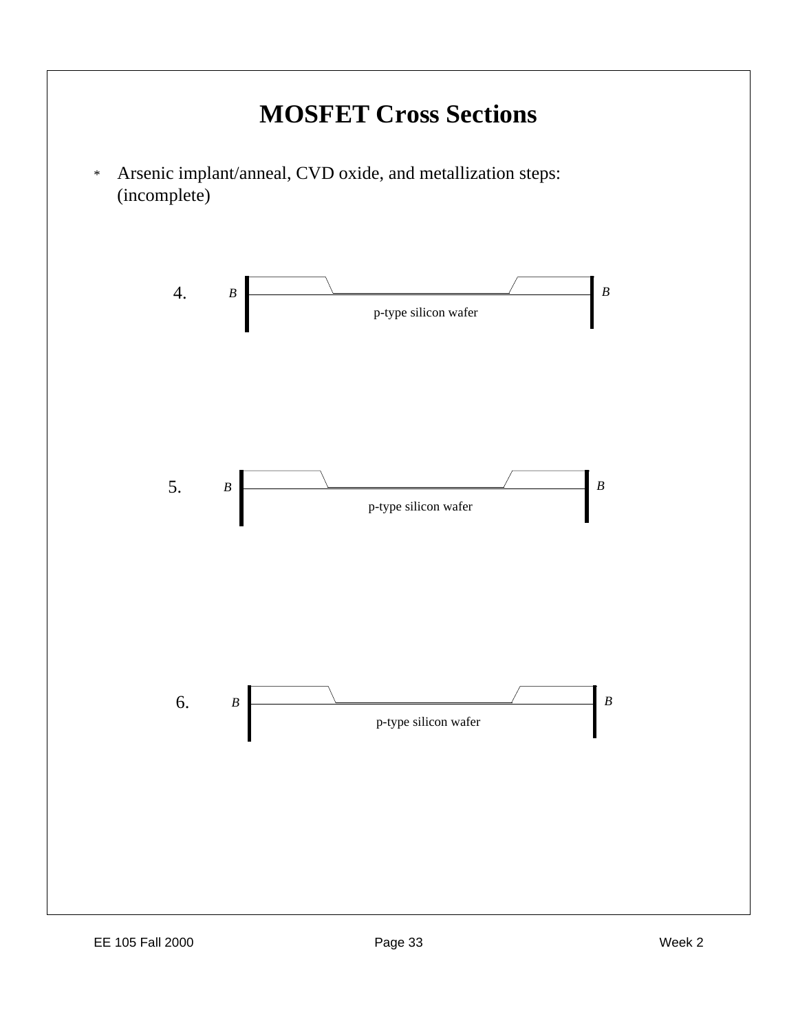# MOSFET Cross Sections

* Arsenic implant/anneal, CVD oxide, and metallization steps: (incomplete)

4. B B p-type silicon wafer

5. B B p-type silicon wafer

6. B B p-type silicon wafer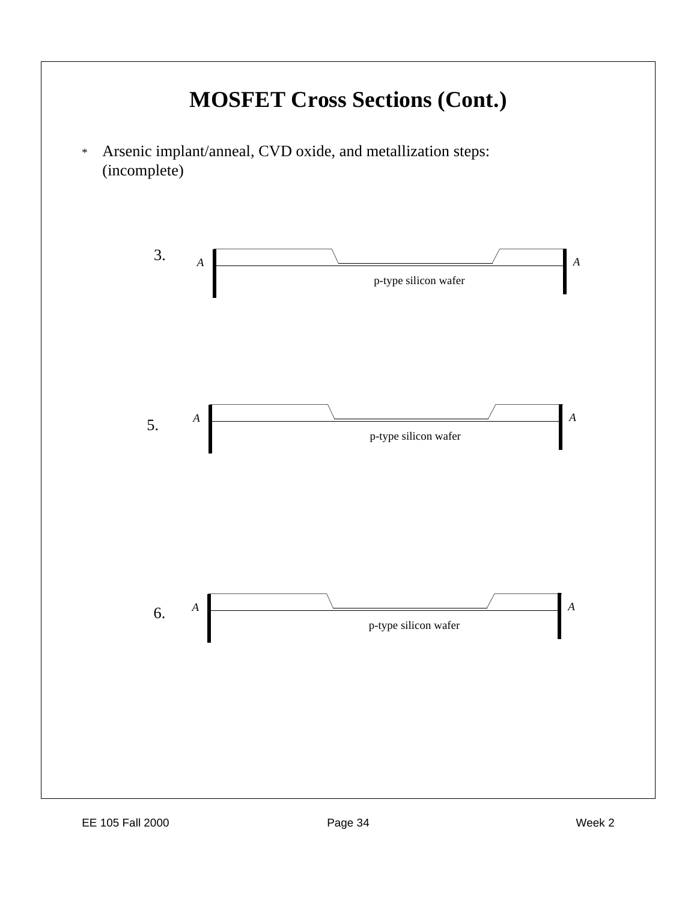# MOSFET Cross Sections (Cont.)

* Arsenic implant/anneal, CVD oxide, and metallization steps: (incomplete)

3. A A p-type silicon wafer

5. A A p-type silicon wafer

6. A A p-type silicon wafer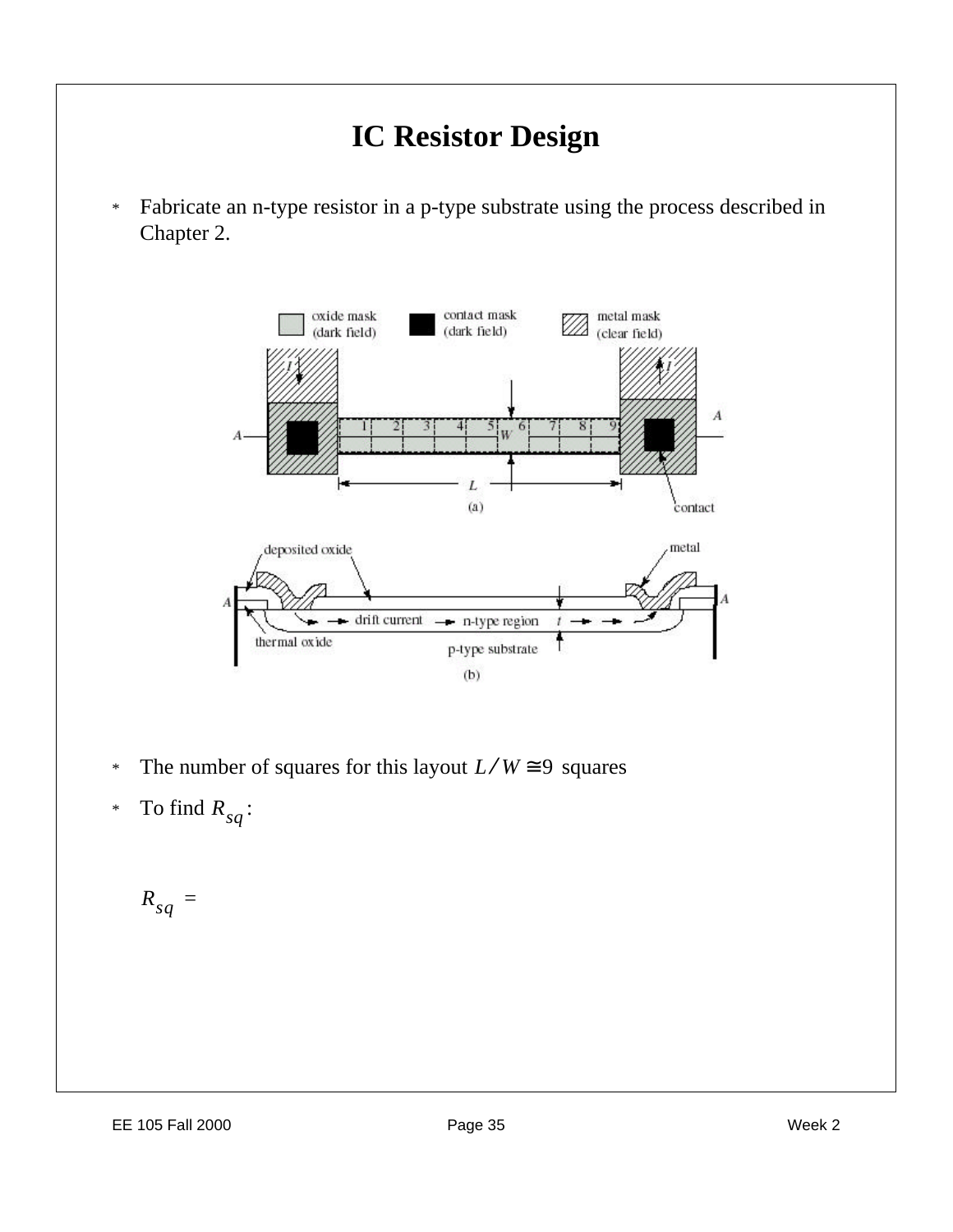# IC Resistor Design

* Fabricate an n-type resistor in a p-type substrate using the process described in Chapter 2.

* The number of squares for this layout $L / W \cong 9$ squares
* To find $R_{sq}$:

$R_{sq}$ =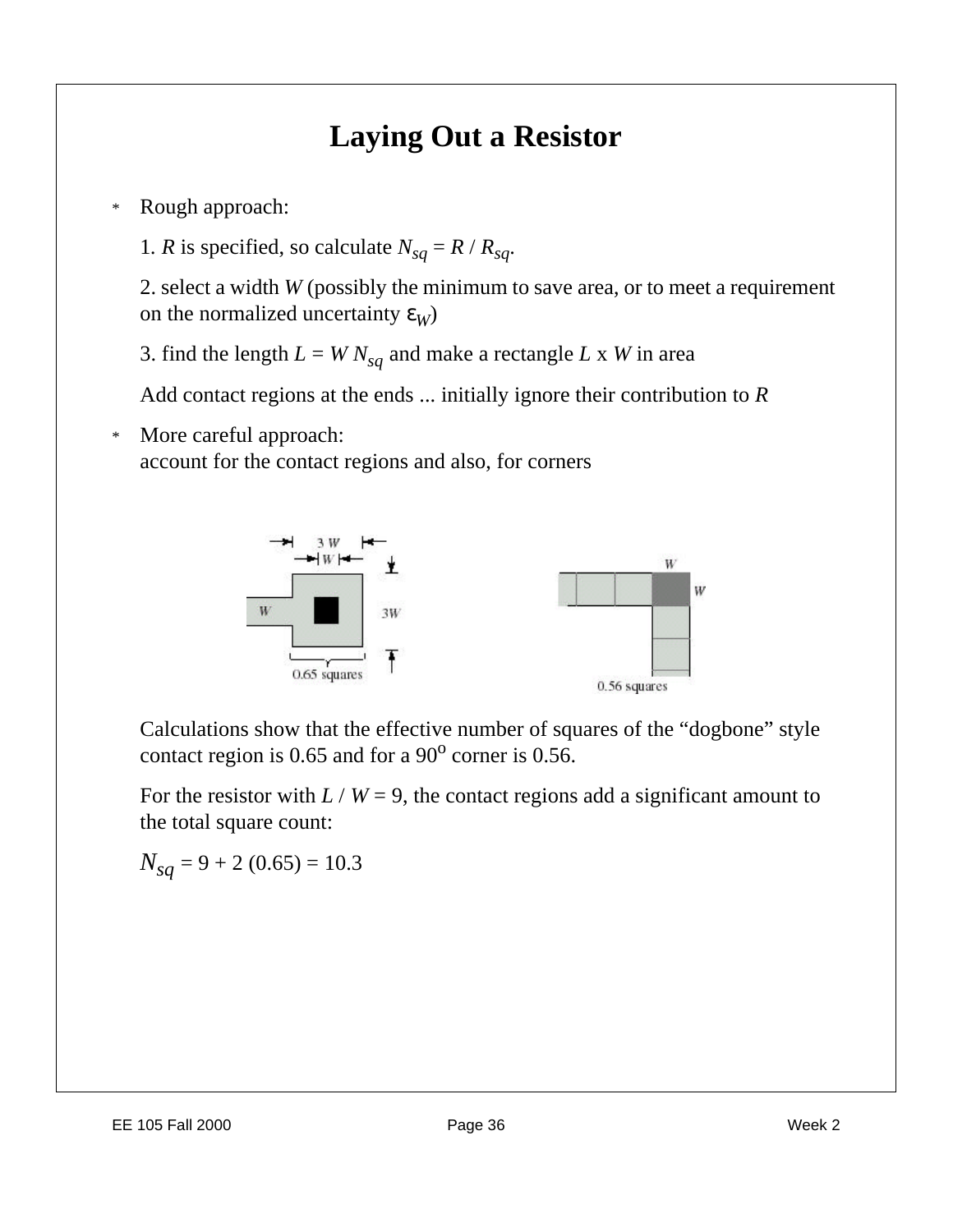# Laying Out a Resistor

- Rough approach:

  1. $R$ is specified, so calculate $N_{sq} = R / R_{sq}$.

  2. select a width $W$ (possibly the minimum to save area, or to meet a requirement on the normalized uncertainty $\varepsilon_W$)

  3. find the length $L = W N_{sq}$ and make a rectangle $L$ x $W$ in area

  Add contact regions at the ends ... initially ignore their contribution to $R$

- More careful approach:
  account for the contact regions and also, for corners

  Calculations show that the effective number of squares of the "dogbone" style contact region is 0.65 and for a 90° corner is 0.56.

  For the resistor with $L / W = 9$, the contact regions add a significant amount to the total square count:

  $N_{sq} = 9 + 2\,(0.65) = 10.3$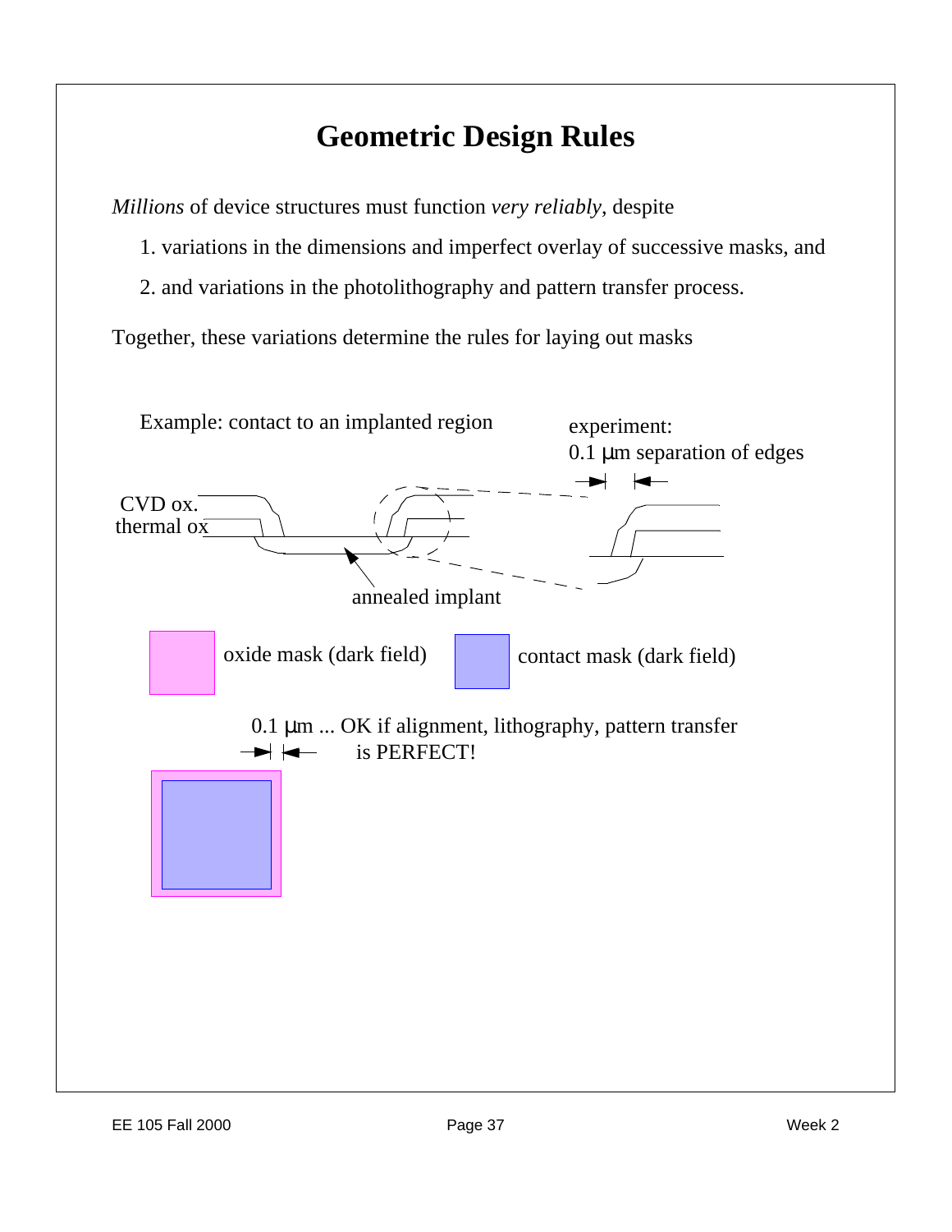# Geometric Design Rules

*Millions* of device structures must function *very reliably*, despite

1. variations in the dimensions and imperfect overlay of successive masks, and
2. and variations in the photolithography and pattern transfer process.

Together, these variations determine the rules for laying out masks

Example: contact to an implanted region

experiment:
0.1 μm separation of edges

CVD ox.
thermal ox

annealed implant

oxide mask (dark field)

contact mask (dark field)

0.1 μm ... OK if alignment, lithography, pattern transfer is PERFECT!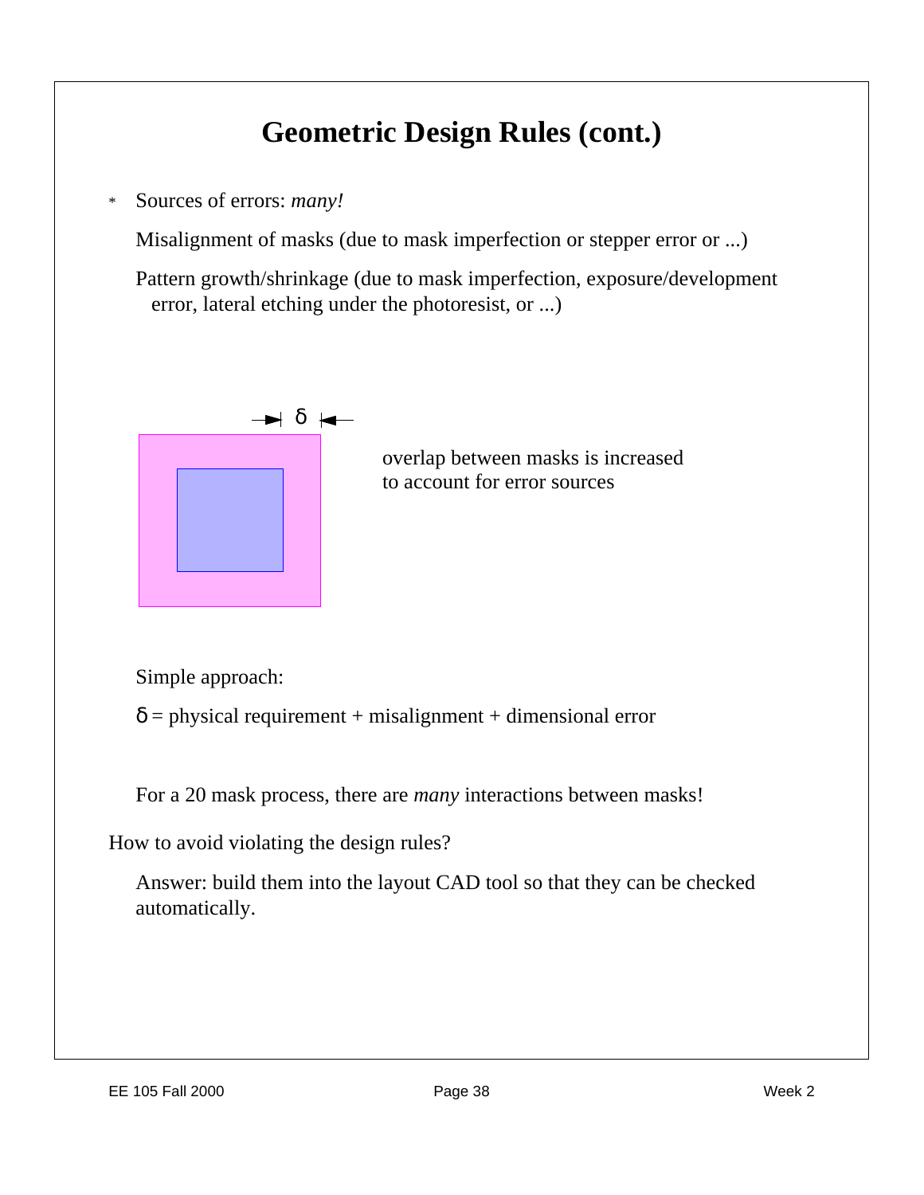# Geometric Design Rules (cont.)

* Sources of errors: *many!*

  Misalignment of masks (due to mask imperfection or stepper error or ...)

  Pattern growth/shrinkage (due to mask imperfection, exposure/development error, lateral etching under the photoresist, or ...)

$\delta$

overlap between masks is increased to account for error sources

Simple approach:

$\delta$ = physical requirement + misalignment + dimensional error

For a 20 mask process, there are *many* interactions between masks!

How to avoid violating the design rules?

Answer: build them into the layout CAD tool so that they can be checked automatically.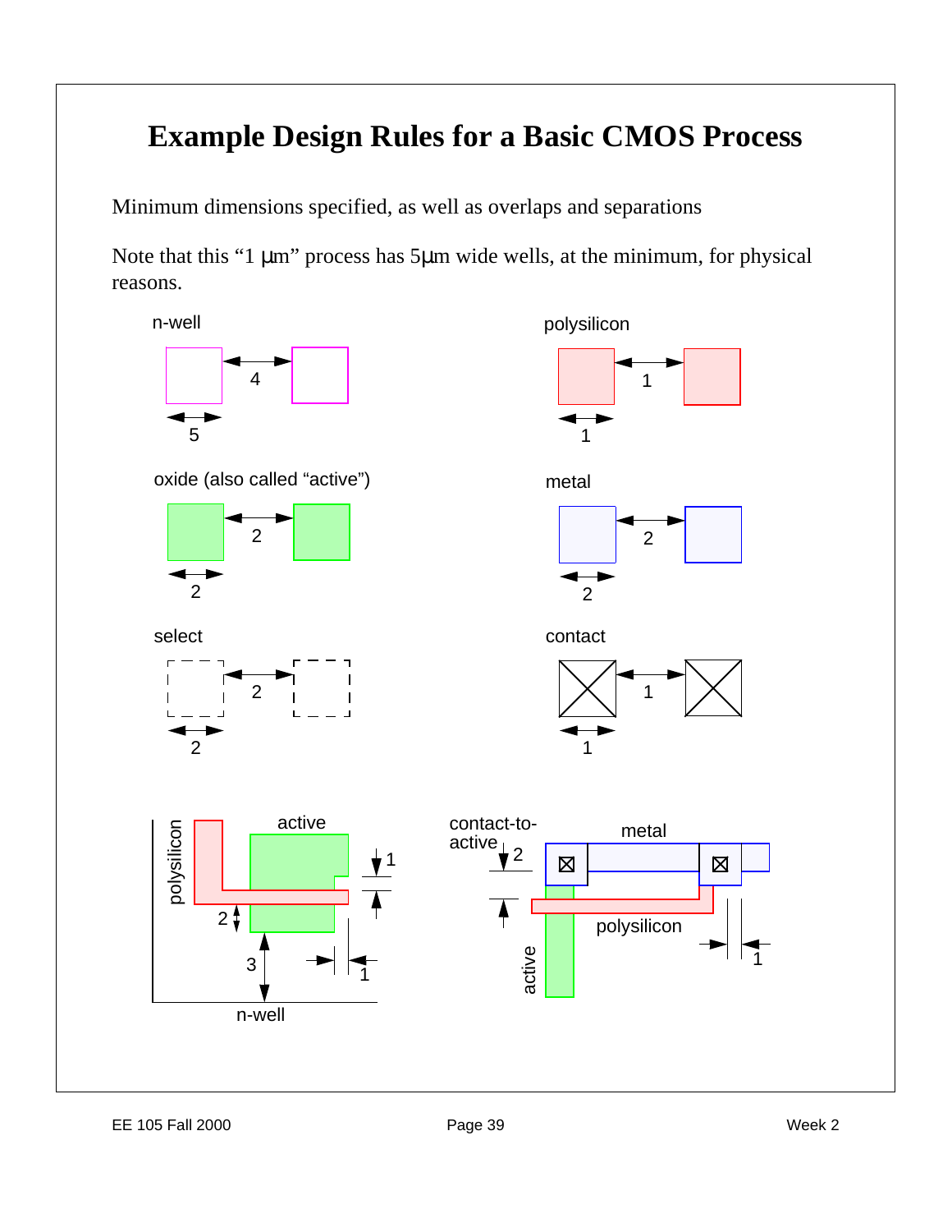# Example Design Rules for a Basic CMOS Process

Minimum dimensions specified, as well as overlaps and separations

Note that this "1 μm" process has 5μm wide wells, at the minimum, for physical reasons.

n-well

4

5

polysilicon

1

1

oxide (also called "active")

2

2

metal

2

2

select

2

2

contact

1

1

polysilicon

active

1

2

3

1

n-well

contact-to-active

2

metal

polysilicon

active

1